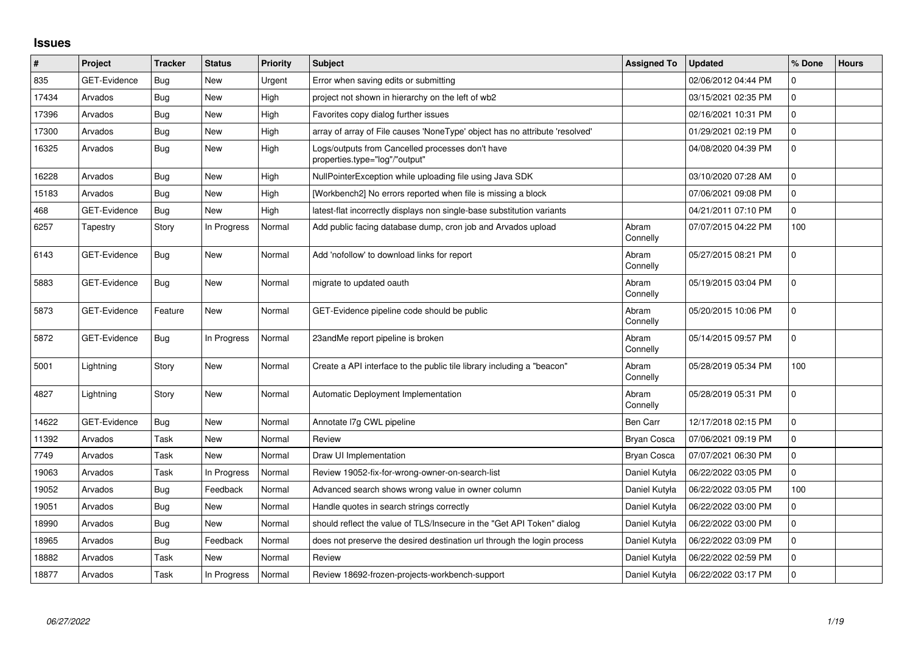## Issues

| # | Project | Tracker | Status | Priority | Subject | Assigned To | Updated | % Done | Hours |
|---|---|---|---|---|---|---|---|---|---|
| 835 | GET-Evidence | Bug | New | Urgent | Error when saving edits or submitting | | 02/06/2012 04:44 PM | 0 | |
| 17434 | Arvados | Bug | New | High | project not shown in hierarchy on the left of wb2 | | 03/15/2021 02:35 PM | 0 | |
| 17396 | Arvados | Bug | New | High | Favorites copy dialog further issues | | 02/16/2021 10:31 PM | 0 | |
| 17300 | Arvados | Bug | New | High | array of array of File causes 'NoneType' object has no attribute 'resolved' | | 01/29/2021 02:19 PM | 0 | |
| 16325 | Arvados | Bug | New | High | Logs/outputs from Cancelled processes don't have properties.type="log"/"output" | | 04/08/2020 04:39 PM | 0 | |
| 16228 | Arvados | Bug | New | High | NullPointerException while uploading file using Java SDK | | 03/10/2020 07:28 AM | 0 | |
| 15183 | Arvados | Bug | New | High | [Workbench2] No errors reported when file is missing a block | | 07/06/2021 09:08 PM | 0 | |
| 468 | GET-Evidence | Bug | New | High | latest-flat incorrectly displays non single-base substitution variants | | 04/21/2011 07:10 PM | 0 | |
| 6257 | Tapestry | Story | In Progress | Normal | Add public facing database dump, cron job and Arvados upload | Abram Connelly | 07/07/2015 04:22 PM | 100 | |
| 6143 | GET-Evidence | Bug | New | Normal | Add 'nofollow' to download links for report | Abram Connelly | 05/27/2015 08:21 PM | 0 | |
| 5883 | GET-Evidence | Bug | New | Normal | migrate to updated oauth | Abram Connelly | 05/19/2015 03:04 PM | 0 | |
| 5873 | GET-Evidence | Feature | New | Normal | GET-Evidence pipeline code should be public | Abram Connelly | 05/20/2015 10:06 PM | 0 | |
| 5872 | GET-Evidence | Bug | In Progress | Normal | 23andMe report pipeline is broken | Abram Connelly | 05/14/2015 09:57 PM | 0 | |
| 5001 | Lightning | Story | New | Normal | Create a API interface to the public tile library including a "beacon" | Abram Connelly | 05/28/2019 05:34 PM | 100 | |
| 4827 | Lightning | Story | New | Normal | Automatic Deployment Implementation | Abram Connelly | 05/28/2019 05:31 PM | 0 | |
| 14622 | GET-Evidence | Bug | New | Normal | Annotate l7g CWL pipeline | Ben Carr | 12/17/2018 02:15 PM | 0 | |
| 11392 | Arvados | Task | New | Normal | Review | Bryan Cosca | 07/06/2021 09:19 PM | 0 | |
| 7749 | Arvados | Task | New | Normal | Draw UI Implementation | Bryan Cosca | 07/07/2021 06:30 PM | 0 | |
| 19063 | Arvados | Task | In Progress | Normal | Review 19052-fix-for-wrong-owner-on-search-list | Daniel Kutyła | 06/22/2022 03:05 PM | 0 | |
| 19052 | Arvados | Bug | Feedback | Normal | Advanced search shows wrong value in owner column | Daniel Kutyła | 06/22/2022 03:05 PM | 100 | |
| 19051 | Arvados | Bug | New | Normal | Handle quotes in search strings correctly | Daniel Kutyła | 06/22/2022 03:00 PM | 0 | |
| 18990 | Arvados | Bug | New | Normal | should reflect the value of TLS/Insecure in the "Get API Token" dialog | Daniel Kutyła | 06/22/2022 03:00 PM | 0 | |
| 18965 | Arvados | Bug | Feedback | Normal | does not preserve the desired destination url through the login process | Daniel Kutyła | 06/22/2022 03:09 PM | 0 | |
| 18882 | Arvados | Task | New | Normal | Review | Daniel Kutyła | 06/22/2022 02:59 PM | 0 | |
| 18877 | Arvados | Task | In Progress | Normal | Review 18692-frozen-projects-workbench-support | Daniel Kutyła | 06/22/2022 03:17 PM | 0 | |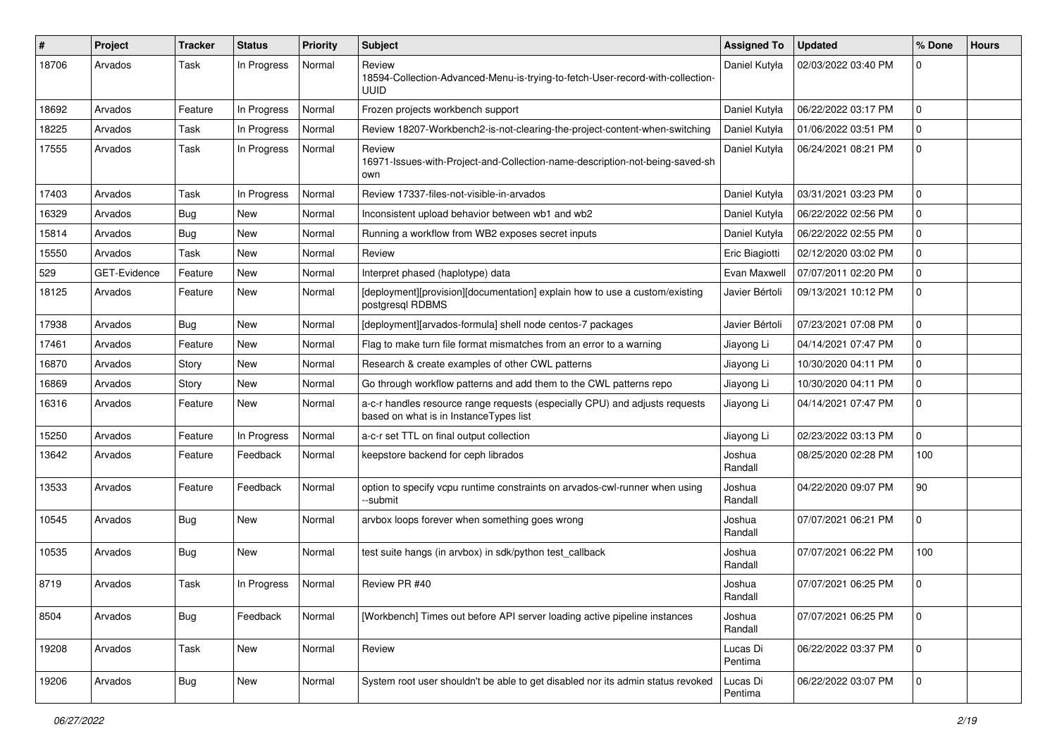| # | Project | Tracker | Status | Priority | Subject | Assigned To | Updated | % Done | Hours |
|---|---|---|---|---|---|---|---|---|---|
| 18706 | Arvados | Task | In Progress | Normal | Review 18594-Collection-Advanced-Menu-is-trying-to-fetch-User-record-with-collection-UUID | Daniel Kutyła | 02/03/2022 03:40 PM | 0 | |
| 18692 | Arvados | Feature | In Progress | Normal | Frozen projects workbench support | Daniel Kutyła | 06/22/2022 03:17 PM | 0 | |
| 18225 | Arvados | Task | In Progress | Normal | Review 18207-Workbench2-is-not-clearing-the-project-content-when-switching | Daniel Kutyła | 01/06/2022 03:51 PM | 0 | |
| 17555 | Arvados | Task | In Progress | Normal | Review 16971-Issues-with-Project-and-Collection-name-description-not-being-saved-shown | Daniel Kutyła | 06/24/2021 08:21 PM | 0 | |
| 17403 | Arvados | Task | In Progress | Normal | Review 17337-files-not-visible-in-arvados | Daniel Kutyła | 03/31/2021 03:23 PM | 0 | |
| 16329 | Arvados | Bug | New | Normal | Inconsistent upload behavior between wb1 and wb2 | Daniel Kutyła | 06/22/2022 02:56 PM | 0 | |
| 15814 | Arvados | Bug | New | Normal | Running a workflow from WB2 exposes secret inputs | Daniel Kutyła | 06/22/2022 02:55 PM | 0 | |
| 15550 | Arvados | Task | New | Normal | Review | Eric Biagiotti | 02/12/2020 03:02 PM | 0 | |
| 529 | GET-Evidence | Feature | New | Normal | Interpret phased (haplotype) data | Evan Maxwell | 07/07/2011 02:20 PM | 0 | |
| 18125 | Arvados | Feature | New | Normal | [deployment][provision][documentation] explain how to use a custom/existing postgresql RDBMS | Javier Bértoli | 09/13/2021 10:12 PM | 0 | |
| 17938 | Arvados | Bug | New | Normal | [deployment][arvados-formula] shell node centos-7 packages | Javier Bértoli | 07/23/2021 07:08 PM | 0 | |
| 17461 | Arvados | Feature | New | Normal | Flag to make turn file format mismatches from an error to a warning | Jiayong Li | 04/14/2021 07:47 PM | 0 | |
| 16870 | Arvados | Story | New | Normal | Research & create examples of other CWL patterns | Jiayong Li | 10/30/2020 04:11 PM | 0 | |
| 16869 | Arvados | Story | New | Normal | Go through workflow patterns and add them to the CWL patterns repo | Jiayong Li | 10/30/2020 04:11 PM | 0 | |
| 16316 | Arvados | Feature | New | Normal | a-c-r handles resource range requests (especially CPU) and adjusts requests based on what is in InstanceTypes list | Jiayong Li | 04/14/2021 07:47 PM | 0 | |
| 15250 | Arvados | Feature | In Progress | Normal | a-c-r set TTL on final output collection | Jiayong Li | 02/23/2022 03:13 PM | 0 | |
| 13642 | Arvados | Feature | Feedback | Normal | keepstore backend for ceph librados | Joshua Randall | 08/25/2020 02:28 PM | 100 | |
| 13533 | Arvados | Feature | Feedback | Normal | option to specify vcpu runtime constraints on arvados-cwl-runner when using --submit | Joshua Randall | 04/22/2020 09:07 PM | 90 | |
| 10545 | Arvados | Bug | New | Normal | arvbox loops forever when something goes wrong | Joshua Randall | 07/07/2021 06:21 PM | 0 | |
| 10535 | Arvados | Bug | New | Normal | test suite hangs (in arvbox) in sdk/python test_callback | Joshua Randall | 07/07/2021 06:22 PM | 100 | |
| 8719 | Arvados | Task | In Progress | Normal | Review PR #40 | Joshua Randall | 07/07/2021 06:25 PM | 0 | |
| 8504 | Arvados | Bug | Feedback | Normal | [Workbench] Times out before API server loading active pipeline instances | Joshua Randall | 07/07/2021 06:25 PM | 0 | |
| 19208 | Arvados | Task | New | Normal | Review | Lucas Di Pentima | 06/22/2022 03:37 PM | 0 | |
| 19206 | Arvados | Bug | New | Normal | System root user shouldn't be able to get disabled nor its admin status revoked | Lucas Di Pentima | 06/22/2022 03:07 PM | 0 | |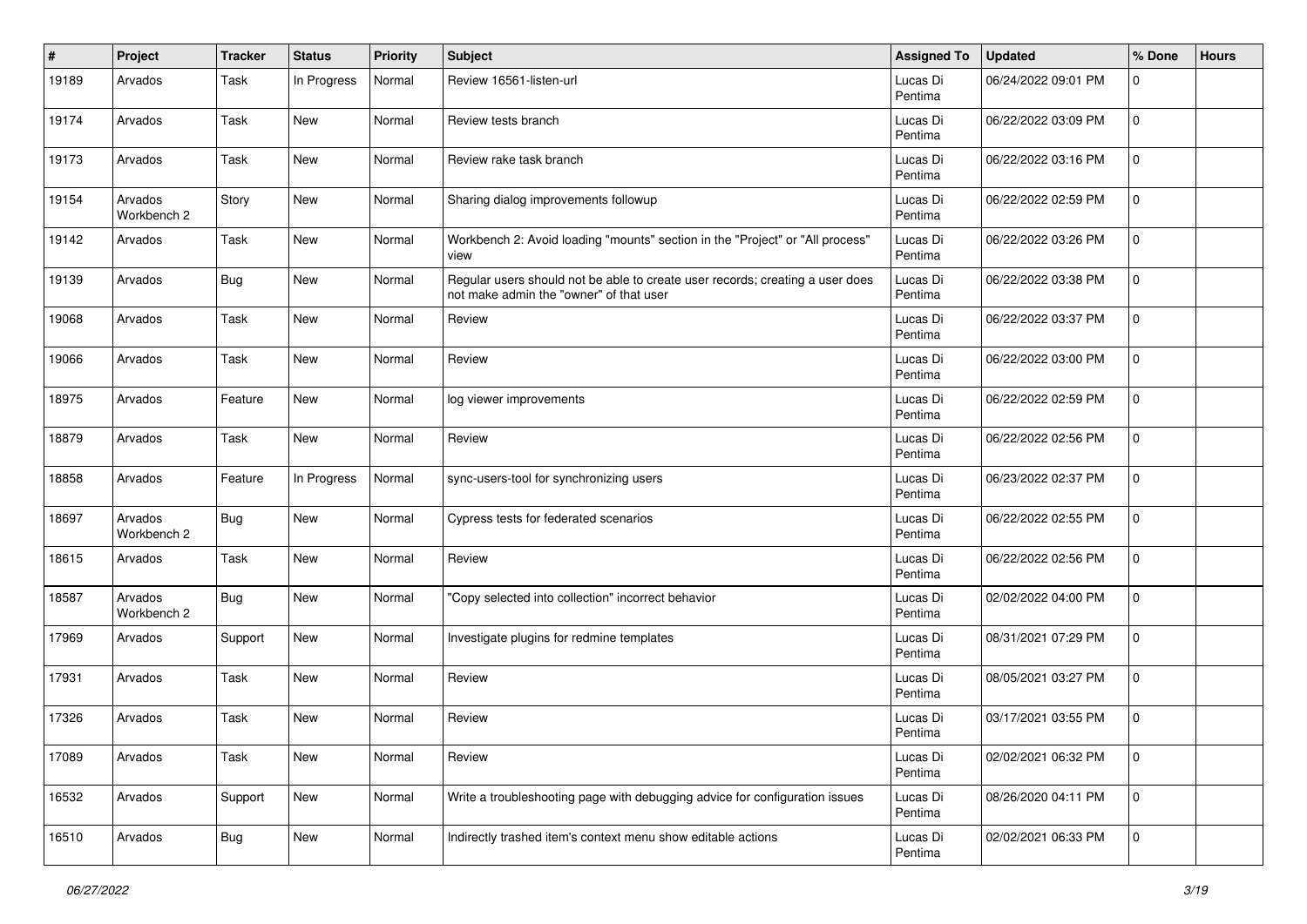| # | Project | Tracker | Status | Priority | Subject | Assigned To | Updated | % Done | Hours |
|---|---|---|---|---|---|---|---|---|---|
| 19189 | Arvados | Task | In Progress | Normal | Review 16561-listen-url | Lucas Di Pentima | 06/24/2022 09:01 PM | 0 | |
| 19174 | Arvados | Task | New | Normal | Review tests branch | Lucas Di Pentima | 06/22/2022 03:09 PM | 0 | |
| 19173 | Arvados | Task | New | Normal | Review rake task branch | Lucas Di Pentima | 06/22/2022 03:16 PM | 0 | |
| 19154 | Arvados Workbench 2 | Story | New | Normal | Sharing dialog improvements followup | Lucas Di Pentima | 06/22/2022 02:59 PM | 0 | |
| 19142 | Arvados | Task | New | Normal | Workbench 2: Avoid loading "mounts" section in the "Project" or "All process" view | Lucas Di Pentima | 06/22/2022 03:26 PM | 0 | |
| 19139 | Arvados | Bug | New | Normal | Regular users should not be able to create user records; creating a user does not make admin the "owner" of that user | Lucas Di Pentima | 06/22/2022 03:38 PM | 0 | |
| 19068 | Arvados | Task | New | Normal | Review | Lucas Di Pentima | 06/22/2022 03:37 PM | 0 | |
| 19066 | Arvados | Task | New | Normal | Review | Lucas Di Pentima | 06/22/2022 03:00 PM | 0 | |
| 18975 | Arvados | Feature | New | Normal | log viewer improvements | Lucas Di Pentima | 06/22/2022 02:59 PM | 0 | |
| 18879 | Arvados | Task | New | Normal | Review | Lucas Di Pentima | 06/22/2022 02:56 PM | 0 | |
| 18858 | Arvados | Feature | In Progress | Normal | sync-users-tool for synchronizing users | Lucas Di Pentima | 06/23/2022 02:37 PM | 0 | |
| 18697 | Arvados Workbench 2 | Bug | New | Normal | Cypress tests for federated scenarios | Lucas Di Pentima | 06/22/2022 02:55 PM | 0 | |
| 18615 | Arvados | Task | New | Normal | Review | Lucas Di Pentima | 06/22/2022 02:56 PM | 0 | |
| 18587 | Arvados Workbench 2 | Bug | New | Normal | "Copy selected into collection" incorrect behavior | Lucas Di Pentima | 02/02/2022 04:00 PM | 0 | |
| 17969 | Arvados | Support | New | Normal | Investigate plugins for redmine templates | Lucas Di Pentima | 08/31/2021 07:29 PM | 0 | |
| 17931 | Arvados | Task | New | Normal | Review | Lucas Di Pentima | 08/05/2021 03:27 PM | 0 | |
| 17326 | Arvados | Task | New | Normal | Review | Lucas Di Pentima | 03/17/2021 03:55 PM | 0 | |
| 17089 | Arvados | Task | New | Normal | Review | Lucas Di Pentima | 02/02/2021 06:32 PM | 0 | |
| 16532 | Arvados | Support | New | Normal | Write a troubleshooting page with debugging advice for configuration issues | Lucas Di Pentima | 08/26/2020 04:11 PM | 0 | |
| 16510 | Arvados | Bug | New | Normal | Indirectly trashed item's context menu show editable actions | Lucas Di Pentima | 02/02/2021 06:33 PM | 0 | |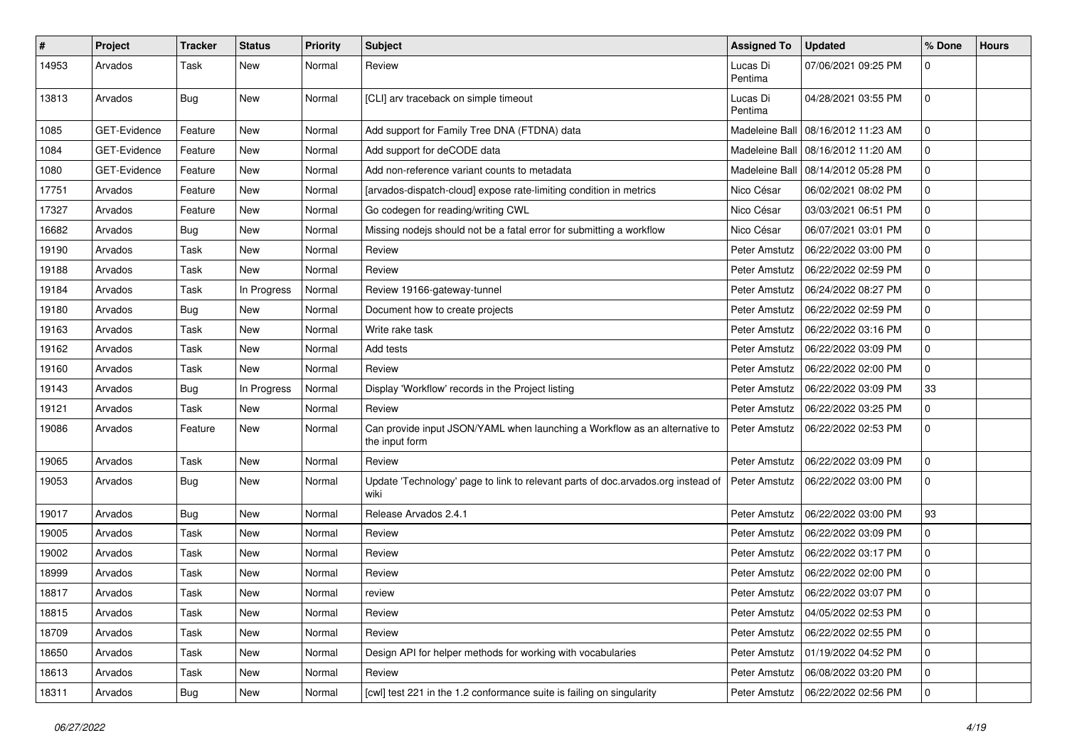| # | Project | Tracker | Status | Priority | Subject | Assigned To | Updated | % Done | Hours |
|---|---|---|---|---|---|---|---|---|---|
| 14953 | Arvados | Task | New | Normal | Review | Lucas Di Pentima | 07/06/2021 09:25 PM | 0 | |
| 13813 | Arvados | Bug | New | Normal | [CLI] arv traceback on simple timeout | Lucas Di Pentima | 04/28/2021 03:55 PM | 0 | |
| 1085 | GET-Evidence | Feature | New | Normal | Add support for Family Tree DNA (FTDNA) data | Madeleine Ball | 08/16/2012 11:23 AM | 0 | |
| 1084 | GET-Evidence | Feature | New | Normal | Add support for deCODE data | Madeleine Ball | 08/16/2012 11:20 AM | 0 | |
| 1080 | GET-Evidence | Feature | New | Normal | Add non-reference variant counts to metadata | Madeleine Ball | 08/14/2012 05:28 PM | 0 | |
| 17751 | Arvados | Feature | New | Normal | [arvados-dispatch-cloud] expose rate-limiting condition in metrics | Nico César | 06/02/2021 08:02 PM | 0 | |
| 17327 | Arvados | Feature | New | Normal | Go codegen for reading/writing CWL | Nico César | 03/03/2021 06:51 PM | 0 | |
| 16682 | Arvados | Bug | New | Normal | Missing nodejs should not be a fatal error for submitting a workflow | Nico César | 06/07/2021 03:01 PM | 0 | |
| 19190 | Arvados | Task | New | Normal | Review | Peter Amstutz | 06/22/2022 03:00 PM | 0 | |
| 19188 | Arvados | Task | New | Normal | Review | Peter Amstutz | 06/22/2022 02:59 PM | 0 | |
| 19184 | Arvados | Task | In Progress | Normal | Review 19166-gateway-tunnel | Peter Amstutz | 06/24/2022 08:27 PM | 0 | |
| 19180 | Arvados | Bug | New | Normal | Document how to create projects | Peter Amstutz | 06/22/2022 02:59 PM | 0 | |
| 19163 | Arvados | Task | New | Normal | Write rake task | Peter Amstutz | 06/22/2022 03:16 PM | 0 | |
| 19162 | Arvados | Task | New | Normal | Add tests | Peter Amstutz | 06/22/2022 03:09 PM | 0 | |
| 19160 | Arvados | Task | New | Normal | Review | Peter Amstutz | 06/22/2022 02:00 PM | 0 | |
| 19143 | Arvados | Bug | In Progress | Normal | Display 'Workflow' records in the Project listing | Peter Amstutz | 06/22/2022 03:09 PM | 33 | |
| 19121 | Arvados | Task | New | Normal | Review | Peter Amstutz | 06/22/2022 03:25 PM | 0 | |
| 19086 | Arvados | Feature | New | Normal | Can provide input JSON/YAML when launching a Workflow as an alternative to the input form | Peter Amstutz | 06/22/2022 02:53 PM | 0 | |
| 19065 | Arvados | Task | New | Normal | Review | Peter Amstutz | 06/22/2022 03:09 PM | 0 | |
| 19053 | Arvados | Bug | New | Normal | Update 'Technology' page to link to relevant parts of doc.arvados.org instead of wiki | Peter Amstutz | 06/22/2022 03:00 PM | 0 | |
| 19017 | Arvados | Bug | New | Normal | Release Arvados 2.4.1 | Peter Amstutz | 06/22/2022 03:00 PM | 93 | |
| 19005 | Arvados | Task | New | Normal | Review | Peter Amstutz | 06/22/2022 03:09 PM | 0 | |
| 19002 | Arvados | Task | New | Normal | Review | Peter Amstutz | 06/22/2022 03:17 PM | 0 | |
| 18999 | Arvados | Task | New | Normal | Review | Peter Amstutz | 06/22/2022 02:00 PM | 0 | |
| 18817 | Arvados | Task | New | Normal | review | Peter Amstutz | 06/22/2022 03:07 PM | 0 | |
| 18815 | Arvados | Task | New | Normal | Review | Peter Amstutz | 04/05/2022 02:53 PM | 0 | |
| 18709 | Arvados | Task | New | Normal | Review | Peter Amstutz | 06/22/2022 02:55 PM | 0 | |
| 18650 | Arvados | Task | New | Normal | Design API for helper methods for working with vocabularies | Peter Amstutz | 01/19/2022 04:52 PM | 0 | |
| 18613 | Arvados | Task | New | Normal | Review | Peter Amstutz | 06/08/2022 03:20 PM | 0 | |
| 18311 | Arvados | Bug | New | Normal | [cwl] test 221 in the 1.2 conformance suite is failing on singularity | Peter Amstutz | 06/22/2022 02:56 PM | 0 | |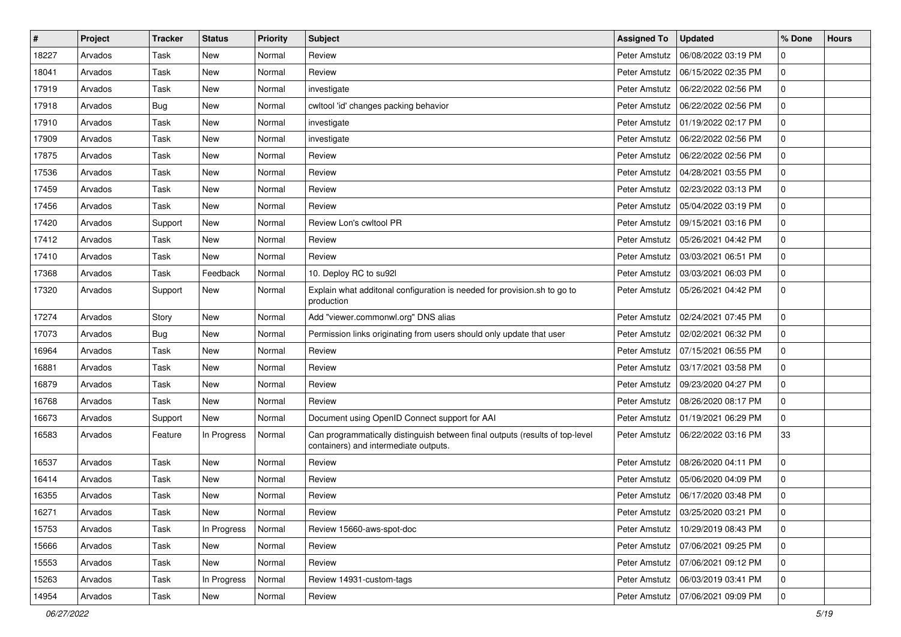| # | Project | Tracker | Status | Priority | Subject | Assigned To | Updated | % Done | Hours |
|---|---|---|---|---|---|---|---|---|---|
| 18227 | Arvados | Task | New | Normal | Review | Peter Amstutz | 06/08/2022 03:19 PM | 0 | |
| 18041 | Arvados | Task | New | Normal | Review | Peter Amstutz | 06/15/2022 02:35 PM | 0 | |
| 17919 | Arvados | Task | New | Normal | investigate | Peter Amstutz | 06/22/2022 02:56 PM | 0 | |
| 17918 | Arvados | Bug | New | Normal | cwltool 'id' changes packing behavior | Peter Amstutz | 06/22/2022 02:56 PM | 0 | |
| 17910 | Arvados | Task | New | Normal | investigate | Peter Amstutz | 01/19/2022 02:17 PM | 0 | |
| 17909 | Arvados | Task | New | Normal | investigate | Peter Amstutz | 06/22/2022 02:56 PM | 0 | |
| 17875 | Arvados | Task | New | Normal | Review | Peter Amstutz | 06/22/2022 02:56 PM | 0 | |
| 17536 | Arvados | Task | New | Normal | Review | Peter Amstutz | 04/28/2021 03:55 PM | 0 | |
| 17459 | Arvados | Task | New | Normal | Review | Peter Amstutz | 02/23/2022 03:13 PM | 0 | |
| 17456 | Arvados | Task | New | Normal | Review | Peter Amstutz | 05/04/2022 03:19 PM | 0 | |
| 17420 | Arvados | Support | New | Normal | Review Lon's cwltool PR | Peter Amstutz | 09/15/2021 03:16 PM | 0 | |
| 17412 | Arvados | Task | New | Normal | Review | Peter Amstutz | 05/26/2021 04:42 PM | 0 | |
| 17410 | Arvados | Task | New | Normal | Review | Peter Amstutz | 03/03/2021 06:51 PM | 0 | |
| 17368 | Arvados | Task | Feedback | Normal | 10. Deploy RC to su92l | Peter Amstutz | 03/03/2021 06:03 PM | 0 | |
| 17320 | Arvados | Support | New | Normal | Explain what additonal configuration is needed for provision.sh to go to production | Peter Amstutz | 05/26/2021 04:42 PM | 0 | |
| 17274 | Arvados | Story | New | Normal | Add "viewer.commonwl.org" DNS alias | Peter Amstutz | 02/24/2021 07:45 PM | 0 | |
| 17073 | Arvados | Bug | New | Normal | Permission links originating from users should only update that user | Peter Amstutz | 02/02/2021 06:32 PM | 0 | |
| 16964 | Arvados | Task | New | Normal | Review | Peter Amstutz | 07/15/2021 06:55 PM | 0 | |
| 16881 | Arvados | Task | New | Normal | Review | Peter Amstutz | 03/17/2021 03:58 PM | 0 | |
| 16879 | Arvados | Task | New | Normal | Review | Peter Amstutz | 09/23/2020 04:27 PM | 0 | |
| 16768 | Arvados | Task | New | Normal | Review | Peter Amstutz | 08/26/2020 08:17 PM | 0 | |
| 16673 | Arvados | Support | New | Normal | Document using OpenID Connect support for AAI | Peter Amstutz | 01/19/2021 06:29 PM | 0 | |
| 16583 | Arvados | Feature | In Progress | Normal | Can programmatically distinguish between final outputs (results of top-level containers) and intermediate outputs. | Peter Amstutz | 06/22/2022 03:16 PM | 33 | |
| 16537 | Arvados | Task | New | Normal | Review | Peter Amstutz | 08/26/2020 04:11 PM | 0 | |
| 16414 | Arvados | Task | New | Normal | Review | Peter Amstutz | 05/06/2020 04:09 PM | 0 | |
| 16355 | Arvados | Task | New | Normal | Review | Peter Amstutz | 06/17/2020 03:48 PM | 0 | |
| 16271 | Arvados | Task | New | Normal | Review | Peter Amstutz | 03/25/2020 03:21 PM | 0 | |
| 15753 | Arvados | Task | In Progress | Normal | Review 15660-aws-spot-doc | Peter Amstutz | 10/29/2019 08:43 PM | 0 | |
| 15666 | Arvados | Task | New | Normal | Review | Peter Amstutz | 07/06/2021 09:25 PM | 0 | |
| 15553 | Arvados | Task | New | Normal | Review | Peter Amstutz | 07/06/2021 09:12 PM | 0 | |
| 15263 | Arvados | Task | In Progress | Normal | Review 14931-custom-tags | Peter Amstutz | 06/03/2019 03:41 PM | 0 | |
| 14954 | Arvados | Task | New | Normal | Review | Peter Amstutz | 07/06/2021 09:09 PM | 0 | |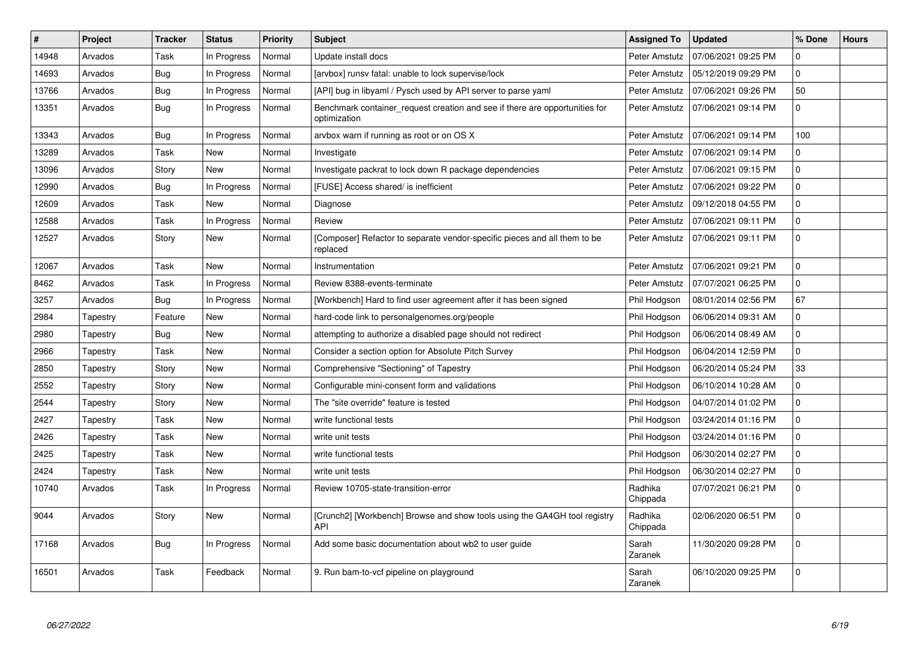| # | Project | Tracker | Status | Priority | Subject | Assigned To | Updated | % Done | Hours |
|---|---|---|---|---|---|---|---|---|---|
| 14948 | Arvados | Task | In Progress | Normal | Update install docs | Peter Amstutz | 07/06/2021 09:25 PM | 0 | |
| 14693 | Arvados | Bug | In Progress | Normal | [arvbox] runsv fatal: unable to lock supervise/lock | Peter Amstutz | 05/12/2019 09:29 PM | 0 | |
| 13766 | Arvados | Bug | In Progress | Normal | [API] bug in libyaml / Pysch used by API server to parse yaml | Peter Amstutz | 07/06/2021 09:26 PM | 50 | |
| 13351 | Arvados | Bug | In Progress | Normal | Benchmark container_request creation and see if there are opportunities for optimization | Peter Amstutz | 07/06/2021 09:14 PM | 0 | |
| 13343 | Arvados | Bug | In Progress | Normal | arvbox warn if running as root or on OS X | Peter Amstutz | 07/06/2021 09:14 PM | 100 | |
| 13289 | Arvados | Task | New | Normal | Investigate | Peter Amstutz | 07/06/2021 09:14 PM | 0 | |
| 13096 | Arvados | Story | New | Normal | Investigate packrat to lock down R package dependencies | Peter Amstutz | 07/06/2021 09:15 PM | 0 | |
| 12990 | Arvados | Bug | In Progress | Normal | [FUSE] Access shared/ is inefficient | Peter Amstutz | 07/06/2021 09:22 PM | 0 | |
| 12609 | Arvados | Task | New | Normal | Diagnose | Peter Amstutz | 09/12/2018 04:55 PM | 0 | |
| 12588 | Arvados | Task | In Progress | Normal | Review | Peter Amstutz | 07/06/2021 09:11 PM | 0 | |
| 12527 | Arvados | Story | New | Normal | [Composer] Refactor to separate vendor-specific pieces and all them to be replaced | Peter Amstutz | 07/06/2021 09:11 PM | 0 | |
| 12067 | Arvados | Task | New | Normal | Instrumentation | Peter Amstutz | 07/06/2021 09:21 PM | 0 | |
| 8462 | Arvados | Task | In Progress | Normal | Review 8388-events-terminate | Peter Amstutz | 07/07/2021 06:25 PM | 0 | |
| 3257 | Arvados | Bug | In Progress | Normal | [Workbench] Hard to find user agreement after it has been signed | Phil Hodgson | 08/01/2014 02:56 PM | 67 | |
| 2984 | Tapestry | Feature | New | Normal | hard-code link to personalgenomes.org/people | Phil Hodgson | 06/06/2014 09:31 AM | 0 | |
| 2980 | Tapestry | Bug | New | Normal | attempting to authorize a disabled page should not redirect | Phil Hodgson | 06/06/2014 08:49 AM | 0 | |
| 2966 | Tapestry | Task | New | Normal | Consider a section option for Absolute Pitch Survey | Phil Hodgson | 06/04/2014 12:59 PM | 0 | |
| 2850 | Tapestry | Story | New | Normal | Comprehensive "Sectioning" of Tapestry | Phil Hodgson | 06/20/2014 05:24 PM | 33 | |
| 2552 | Tapestry | Story | New | Normal | Configurable mini-consent form and validations | Phil Hodgson | 06/10/2014 10:28 AM | 0 | |
| 2544 | Tapestry | Story | New | Normal | The "site override" feature is tested | Phil Hodgson | 04/07/2014 01:02 PM | 0 | |
| 2427 | Tapestry | Task | New | Normal | write functional tests | Phil Hodgson | 03/24/2014 01:16 PM | 0 | |
| 2426 | Tapestry | Task | New | Normal | write unit tests | Phil Hodgson | 03/24/2014 01:16 PM | 0 | |
| 2425 | Tapestry | Task | New | Normal | write functional tests | Phil Hodgson | 06/30/2014 02:27 PM | 0 | |
| 2424 | Tapestry | Task | New | Normal | write unit tests | Phil Hodgson | 06/30/2014 02:27 PM | 0 | |
| 10740 | Arvados | Task | In Progress | Normal | Review 10705-state-transition-error | Radhika Chippada | 07/07/2021 06:21 PM | 0 | |
| 9044 | Arvados | Story | New | Normal | [Crunch2] [Workbench] Browse and show tools using the GA4GH tool registry API | Radhika Chippada | 02/06/2020 06:51 PM | 0 | |
| 17168 | Arvados | Bug | In Progress | Normal | Add some basic documentation about wb2 to user guide | Sarah Zaranek | 11/30/2020 09:28 PM | 0 | |
| 16501 | Arvados | Task | Feedback | Normal | 9. Run bam-to-vcf pipeline on playground | Sarah Zaranek | 06/10/2020 09:25 PM | 0 | |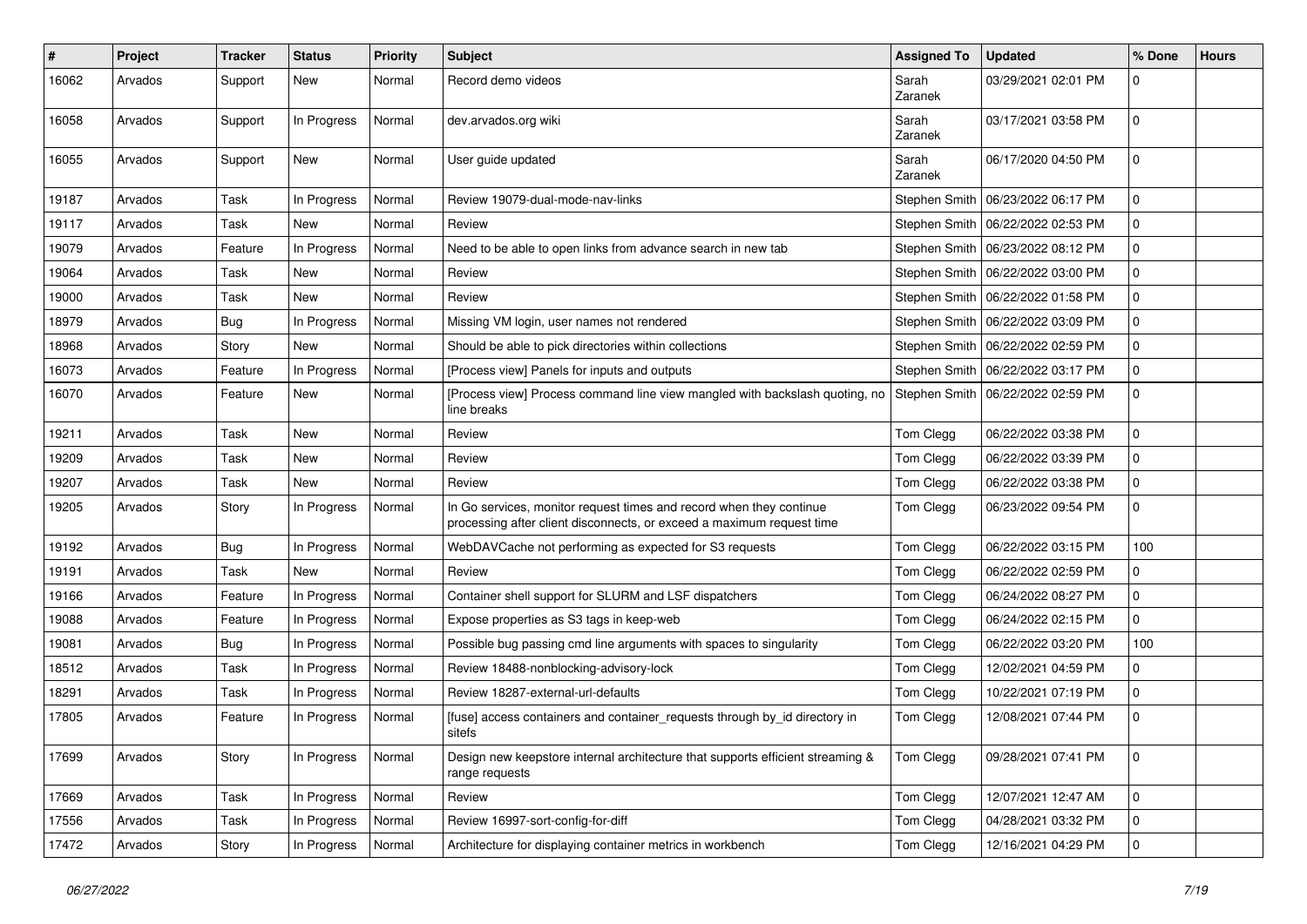| # | Project | Tracker | Status | Priority | Subject | Assigned To | Updated | % Done | Hours |
|---|---|---|---|---|---|---|---|---|---|
| 16062 | Arvados | Support | New | Normal | Record demo videos | Sarah Zaranek | 03/29/2021 02:01 PM | 0 | |
| 16058 | Arvados | Support | In Progress | Normal | dev.arvados.org wiki | Sarah Zaranek | 03/17/2021 03:58 PM | 0 | |
| 16055 | Arvados | Support | New | Normal | User guide updated | Sarah Zaranek | 06/17/2020 04:50 PM | 0 | |
| 19187 | Arvados | Task | In Progress | Normal | Review 19079-dual-mode-nav-links | Stephen Smith | 06/23/2022 06:17 PM | 0 | |
| 19117 | Arvados | Task | New | Normal | Review | Stephen Smith | 06/22/2022 02:53 PM | 0 | |
| 19079 | Arvados | Feature | In Progress | Normal | Need to be able to open links from advance search in new tab | Stephen Smith | 06/23/2022 08:12 PM | 0 | |
| 19064 | Arvados | Task | New | Normal | Review | Stephen Smith | 06/22/2022 03:00 PM | 0 | |
| 19000 | Arvados | Task | New | Normal | Review | Stephen Smith | 06/22/2022 01:58 PM | 0 | |
| 18979 | Arvados | Bug | In Progress | Normal | Missing VM login, user names not rendered | Stephen Smith | 06/22/2022 03:09 PM | 0 | |
| 18968 | Arvados | Story | New | Normal | Should be able to pick directories within collections | Stephen Smith | 06/22/2022 02:59 PM | 0 | |
| 16073 | Arvados | Feature | In Progress | Normal | [Process view] Panels for inputs and outputs | Stephen Smith | 06/22/2022 03:17 PM | 0 | |
| 16070 | Arvados | Feature | New | Normal | [Process view] Process command line view mangled with backslash quoting, no line breaks | Stephen Smith | 06/22/2022 02:59 PM | 0 | |
| 19211 | Arvados | Task | New | Normal | Review | Tom Clegg | 06/22/2022 03:38 PM | 0 | |
| 19209 | Arvados | Task | New | Normal | Review | Tom Clegg | 06/22/2022 03:39 PM | 0 | |
| 19207 | Arvados | Task | New | Normal | Review | Tom Clegg | 06/22/2022 03:38 PM | 0 | |
| 19205 | Arvados | Story | In Progress | Normal | In Go services, monitor request times and record when they continue processing after client disconnects, or exceed a maximum request time | Tom Clegg | 06/23/2022 09:54 PM | 0 | |
| 19192 | Arvados | Bug | In Progress | Normal | WebDAVCache not performing as expected for S3 requests | Tom Clegg | 06/22/2022 03:15 PM | 100 | |
| 19191 | Arvados | Task | New | Normal | Review | Tom Clegg | 06/22/2022 02:59 PM | 0 | |
| 19166 | Arvados | Feature | In Progress | Normal | Container shell support for SLURM and LSF dispatchers | Tom Clegg | 06/24/2022 08:27 PM | 0 | |
| 19088 | Arvados | Feature | In Progress | Normal | Expose properties as S3 tags in keep-web | Tom Clegg | 06/24/2022 02:15 PM | 0 | |
| 19081 | Arvados | Bug | In Progress | Normal | Possible bug passing cmd line arguments with spaces to singularity | Tom Clegg | 06/22/2022 03:20 PM | 100 | |
| 18512 | Arvados | Task | In Progress | Normal | Review 18488-nonblocking-advisory-lock | Tom Clegg | 12/02/2021 04:59 PM | 0 | |
| 18291 | Arvados | Task | In Progress | Normal | Review 18287-external-url-defaults | Tom Clegg | 10/22/2021 07:19 PM | 0 | |
| 17805 | Arvados | Feature | In Progress | Normal | [fuse] access containers and container_requests through by_id directory in sitefs | Tom Clegg | 12/08/2021 07:44 PM | 0 | |
| 17699 | Arvados | Story | In Progress | Normal | Design new keepstore internal architecture that supports efficient streaming & range requests | Tom Clegg | 09/28/2021 07:41 PM | 0 | |
| 17669 | Arvados | Task | In Progress | Normal | Review | Tom Clegg | 12/07/2021 12:47 AM | 0 | |
| 17556 | Arvados | Task | In Progress | Normal | Review 16997-sort-config-for-diff | Tom Clegg | 04/28/2021 03:32 PM | 0 | |
| 17472 | Arvados | Story | In Progress | Normal | Architecture for displaying container metrics in workbench | Tom Clegg | 12/16/2021 04:29 PM | 0 | |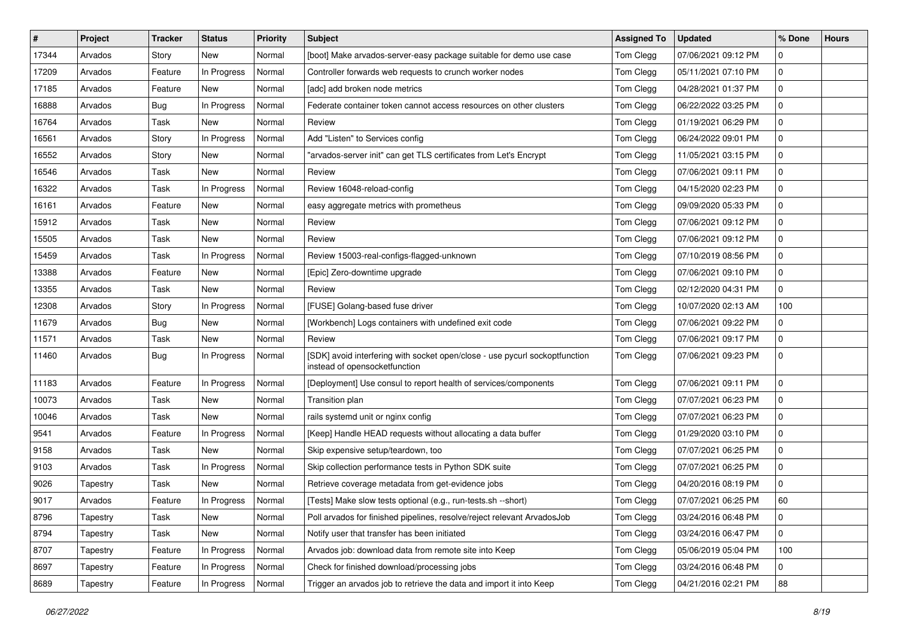| # | Project | Tracker | Status | Priority | Subject | Assigned To | Updated | % Done | Hours |
|---|---|---|---|---|---|---|---|---|---|
| 17344 | Arvados | Story | New | Normal | [boot] Make arvados-server-easy package suitable for demo use case | Tom Clegg | 07/06/2021 09:12 PM | 0 | |
| 17209 | Arvados | Feature | In Progress | Normal | Controller forwards web requests to crunch worker nodes | Tom Clegg | 05/11/2021 07:10 PM | 0 | |
| 17185 | Arvados | Feature | New | Normal | [adc] add broken node metrics | Tom Clegg | 04/28/2021 01:37 PM | 0 | |
| 16888 | Arvados | Bug | In Progress | Normal | Federate container token cannot access resources on other clusters | Tom Clegg | 06/22/2022 03:25 PM | 0 | |
| 16764 | Arvados | Task | New | Normal | Review | Tom Clegg | 01/19/2021 06:29 PM | 0 | |
| 16561 | Arvados | Story | In Progress | Normal | Add "Listen" to Services config | Tom Clegg | 06/24/2022 09:01 PM | 0 | |
| 16552 | Arvados | Story | New | Normal | "arvados-server init" can get TLS certificates from Let's Encrypt | Tom Clegg | 11/05/2021 03:15 PM | 0 | |
| 16546 | Arvados | Task | New | Normal | Review | Tom Clegg | 07/06/2021 09:11 PM | 0 | |
| 16322 | Arvados | Task | In Progress | Normal | Review 16048-reload-config | Tom Clegg | 04/15/2020 02:23 PM | 0 | |
| 16161 | Arvados | Feature | New | Normal | easy aggregate metrics with prometheus | Tom Clegg | 09/09/2020 05:33 PM | 0 | |
| 15912 | Arvados | Task | New | Normal | Review | Tom Clegg | 07/06/2021 09:12 PM | 0 | |
| 15505 | Arvados | Task | New | Normal | Review | Tom Clegg | 07/06/2021 09:12 PM | 0 | |
| 15459 | Arvados | Task | In Progress | Normal | Review 15003-real-configs-flagged-unknown | Tom Clegg | 07/10/2019 08:56 PM | 0 | |
| 13388 | Arvados | Feature | New | Normal | [Epic] Zero-downtime upgrade | Tom Clegg | 07/06/2021 09:10 PM | 0 | |
| 13355 | Arvados | Task | New | Normal | Review | Tom Clegg | 02/12/2020 04:31 PM | 0 | |
| 12308 | Arvados | Story | In Progress | Normal | [FUSE] Golang-based fuse driver | Tom Clegg | 10/07/2020 02:13 AM | 100 | |
| 11679 | Arvados | Bug | New | Normal | [Workbench] Logs containers with undefined exit code | Tom Clegg | 07/06/2021 09:22 PM | 0 | |
| 11571 | Arvados | Task | New | Normal | Review | Tom Clegg | 07/06/2021 09:17 PM | 0 | |
| 11460 | Arvados | Bug | In Progress | Normal | [SDK] avoid interfering with socket open/close - use pycurl sockoptfunction instead of opensocketfunction | Tom Clegg | 07/06/2021 09:23 PM | 0 | |
| 11183 | Arvados | Feature | In Progress | Normal | [Deployment] Use consul to report health of services/components | Tom Clegg | 07/06/2021 09:11 PM | 0 | |
| 10073 | Arvados | Task | New | Normal | Transition plan | Tom Clegg | 07/07/2021 06:23 PM | 0 | |
| 10046 | Arvados | Task | New | Normal | rails systemd unit or nginx config | Tom Clegg | 07/07/2021 06:23 PM | 0 | |
| 9541 | Arvados | Feature | In Progress | Normal | [Keep] Handle HEAD requests without allocating a data buffer | Tom Clegg | 01/29/2020 03:10 PM | 0 | |
| 9158 | Arvados | Task | New | Normal | Skip expensive setup/teardown, too | Tom Clegg | 07/07/2021 06:25 PM | 0 | |
| 9103 | Arvados | Task | In Progress | Normal | Skip collection performance tests in Python SDK suite | Tom Clegg | 07/07/2021 06:25 PM | 0 | |
| 9026 | Tapestry | Task | New | Normal | Retrieve coverage metadata from get-evidence jobs | Tom Clegg | 04/20/2016 08:19 PM | 0 | |
| 9017 | Arvados | Feature | In Progress | Normal | [Tests] Make slow tests optional (e.g., run-tests.sh --short) | Tom Clegg | 07/07/2021 06:25 PM | 60 | |
| 8796 | Tapestry | Task | New | Normal | Poll arvados for finished pipelines, resolve/reject relevant ArvadosJob | Tom Clegg | 03/24/2016 06:48 PM | 0 | |
| 8794 | Tapestry | Task | New | Normal | Notify user that transfer has been initiated | Tom Clegg | 03/24/2016 06:47 PM | 0 | |
| 8707 | Tapestry | Feature | In Progress | Normal | Arvados job: download data from remote site into Keep | Tom Clegg | 05/06/2019 05:04 PM | 100 | |
| 8697 | Tapestry | Feature | In Progress | Normal | Check for finished download/processing jobs | Tom Clegg | 03/24/2016 06:48 PM | 0 | |
| 8689 | Tapestry | Feature | In Progress | Normal | Trigger an arvados job to retrieve the data and import it into Keep | Tom Clegg | 04/21/2016 02:21 PM | 88 | |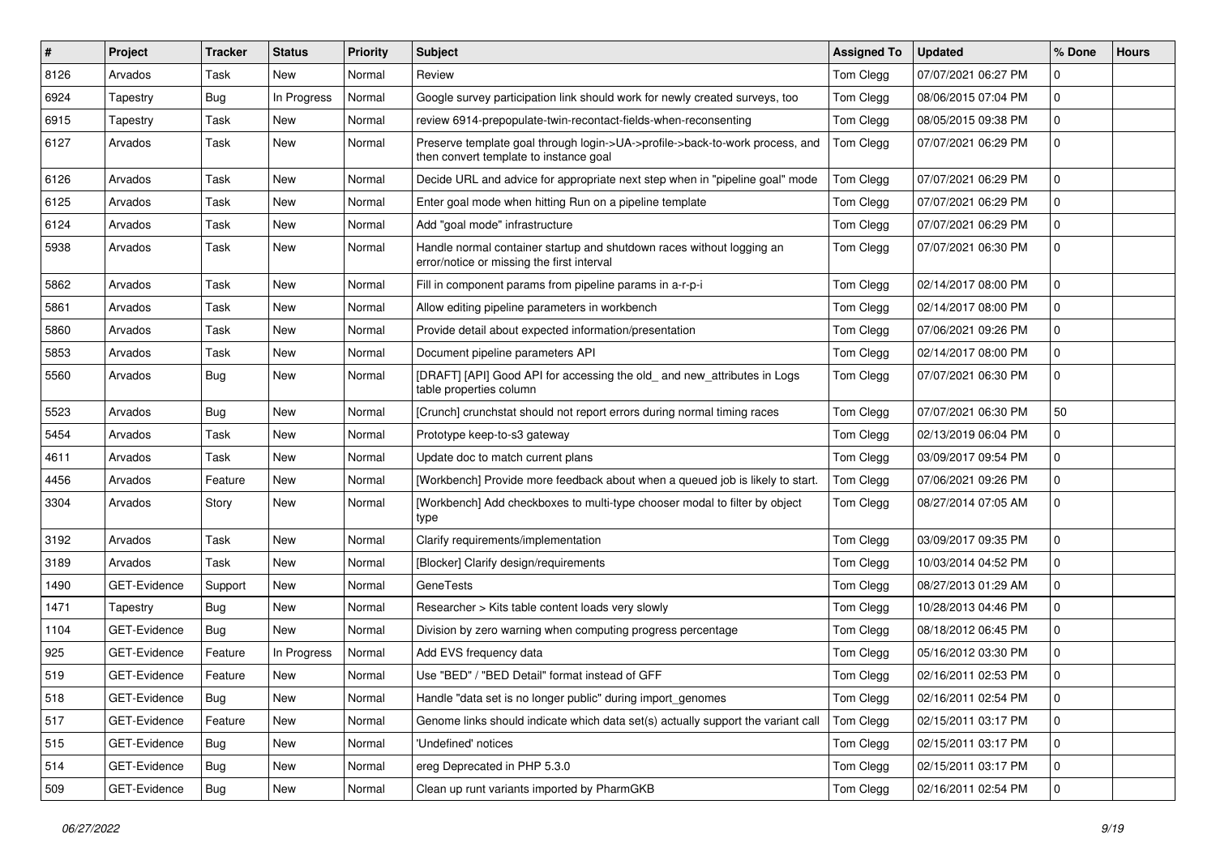| # | Project | Tracker | Status | Priority | Subject | Assigned To | Updated | % Done | Hours |
|---|---|---|---|---|---|---|---|---|---|
| 8126 | Arvados | Task | New | Normal | Review | Tom Clegg | 07/07/2021 06:27 PM | 0 | |
| 6924 | Tapestry | Bug | In Progress | Normal | Google survey participation link should work for newly created surveys, too | Tom Clegg | 08/06/2015 07:04 PM | 0 | |
| 6915 | Tapestry | Task | New | Normal | review 6914-prepopulate-twin-recontact-fields-when-reconsenting | Tom Clegg | 08/05/2015 09:38 PM | 0 | |
| 6127 | Arvados | Task | New | Normal | Preserve template goal through login->UA->profile->back-to-work process, and then convert template to instance goal | Tom Clegg | 07/07/2021 06:29 PM | 0 | |
| 6126 | Arvados | Task | New | Normal | Decide URL and advice for appropriate next step when in "pipeline goal" mode | Tom Clegg | 07/07/2021 06:29 PM | 0 | |
| 6125 | Arvados | Task | New | Normal | Enter goal mode when hitting Run on a pipeline template | Tom Clegg | 07/07/2021 06:29 PM | 0 | |
| 6124 | Arvados | Task | New | Normal | Add "goal mode" infrastructure | Tom Clegg | 07/07/2021 06:29 PM | 0 | |
| 5938 | Arvados | Task | New | Normal | Handle normal container startup and shutdown races without logging an error/notice or missing the first interval | Tom Clegg | 07/07/2021 06:30 PM | 0 | |
| 5862 | Arvados | Task | New | Normal | Fill in component params from pipeline params in a-r-p-i | Tom Clegg | 02/14/2017 08:00 PM | 0 | |
| 5861 | Arvados | Task | New | Normal | Allow editing pipeline parameters in workbench | Tom Clegg | 02/14/2017 08:00 PM | 0 | |
| 5860 | Arvados | Task | New | Normal | Provide detail about expected information/presentation | Tom Clegg | 07/06/2021 09:26 PM | 0 | |
| 5853 | Arvados | Task | New | Normal | Document pipeline parameters API | Tom Clegg | 02/14/2017 08:00 PM | 0 | |
| 5560 | Arvados | Bug | New | Normal | [DRAFT] [API] Good API for accessing the old_ and new_attributes in Logs table properties column | Tom Clegg | 07/07/2021 06:30 PM | 0 | |
| 5523 | Arvados | Bug | New | Normal | [Crunch] crunchstat should not report errors during normal timing races | Tom Clegg | 07/07/2021 06:30 PM | 50 | |
| 5454 | Arvados | Task | New | Normal | Prototype keep-to-s3 gateway | Tom Clegg | 02/13/2019 06:04 PM | 0 | |
| 4611 | Arvados | Task | New | Normal | Update doc to match current plans | Tom Clegg | 03/09/2017 09:54 PM | 0 | |
| 4456 | Arvados | Feature | New | Normal | [Workbench] Provide more feedback about when a queued job is likely to start. | Tom Clegg | 07/06/2021 09:26 PM | 0 | |
| 3304 | Arvados | Story | New | Normal | [Workbench] Add checkboxes to multi-type chooser modal to filter by object type | Tom Clegg | 08/27/2014 07:05 AM | 0 | |
| 3192 | Arvados | Task | New | Normal | Clarify requirements/implementation | Tom Clegg | 03/09/2017 09:35 PM | 0 | |
| 3189 | Arvados | Task | New | Normal | [Blocker] Clarify design/requirements | Tom Clegg | 10/03/2014 04:52 PM | 0 | |
| 1490 | GET-Evidence | Support | New | Normal | GeneTests | Tom Clegg | 08/27/2013 01:29 AM | 0 | |
| 1471 | Tapestry | Bug | New | Normal | Researcher > Kits table content loads very slowly | Tom Clegg | 10/28/2013 04:46 PM | 0 | |
| 1104 | GET-Evidence | Bug | New | Normal | Division by zero warning when computing progress percentage | Tom Clegg | 08/18/2012 06:45 PM | 0 | |
| 925 | GET-Evidence | Feature | In Progress | Normal | Add EVS frequency data | Tom Clegg | 05/16/2012 03:30 PM | 0 | |
| 519 | GET-Evidence | Feature | New | Normal | Use "BED" / "BED Detail" format instead of GFF | Tom Clegg | 02/16/2011 02:53 PM | 0 | |
| 518 | GET-Evidence | Bug | New | Normal | Handle "data set is no longer public" during import_genomes | Tom Clegg | 02/16/2011 02:54 PM | 0 | |
| 517 | GET-Evidence | Feature | New | Normal | Genome links should indicate which data set(s) actually support the variant call | Tom Clegg | 02/15/2011 03:17 PM | 0 | |
| 515 | GET-Evidence | Bug | New | Normal | 'Undefined' notices | Tom Clegg | 02/15/2011 03:17 PM | 0 | |
| 514 | GET-Evidence | Bug | New | Normal | ereg Deprecated in PHP 5.3.0 | Tom Clegg | 02/15/2011 03:17 PM | 0 | |
| 509 | GET-Evidence | Bug | New | Normal | Clean up runt variants imported by PharmGKB | Tom Clegg | 02/16/2011 02:54 PM | 0 | |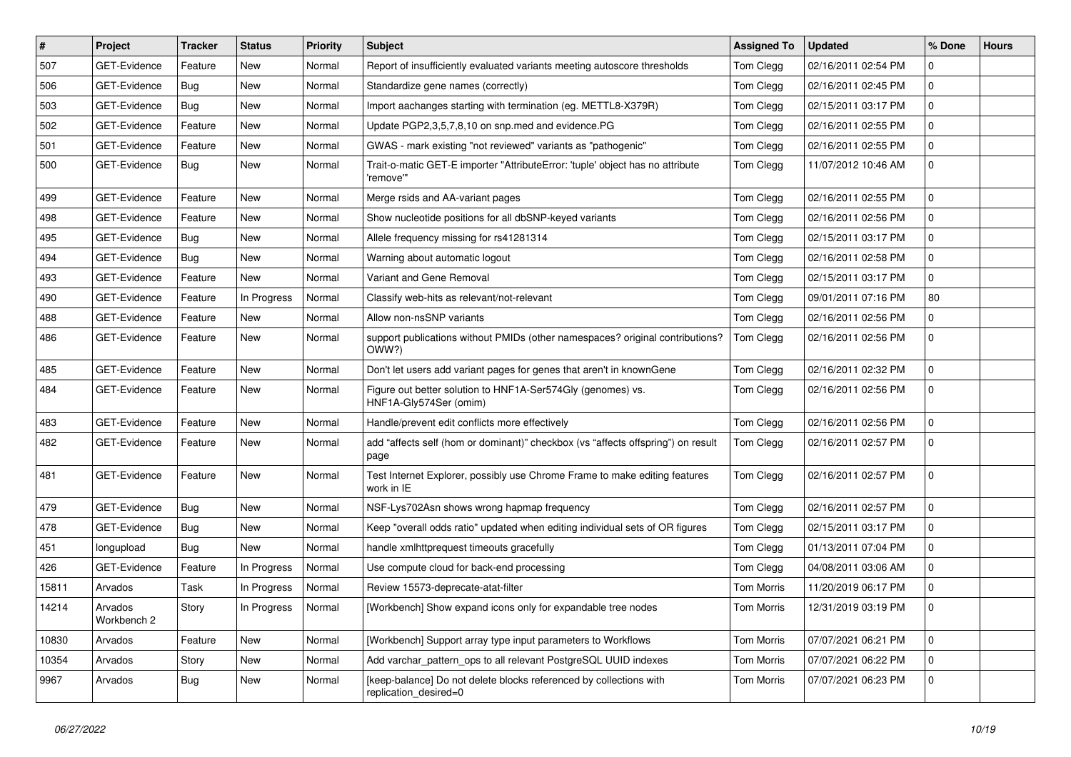| # | Project | Tracker | Status | Priority | Subject | Assigned To | Updated | % Done | Hours |
|---|---|---|---|---|---|---|---|---|---|
| 507 | GET-Evidence | Feature | New | Normal | Report of insufficiently evaluated variants meeting autoscore thresholds | Tom Clegg | 02/16/2011 02:54 PM | 0 | |
| 506 | GET-Evidence | Bug | New | Normal | Standardize gene names (correctly) | Tom Clegg | 02/16/2011 02:45 PM | 0 | |
| 503 | GET-Evidence | Bug | New | Normal | Import aachanges starting with termination (eg. METTL8-X379R) | Tom Clegg | 02/15/2011 03:17 PM | 0 | |
| 502 | GET-Evidence | Feature | New | Normal | Update PGP2,3,5,7,8,10 on snp.med and evidence.PG | Tom Clegg | 02/16/2011 02:55 PM | 0 | |
| 501 | GET-Evidence | Feature | New | Normal | GWAS - mark existing "not reviewed" variants as "pathogenic" | Tom Clegg | 02/16/2011 02:55 PM | 0 | |
| 500 | GET-Evidence | Bug | New | Normal | Trait-o-matic GET-E importer "AttributeError: 'tuple' object has no attribute 'remove'" | Tom Clegg | 11/07/2012 10:46 AM | 0 | |
| 499 | GET-Evidence | Feature | New | Normal | Merge rsids and AA-variant pages | Tom Clegg | 02/16/2011 02:55 PM | 0 | |
| 498 | GET-Evidence | Feature | New | Normal | Show nucleotide positions for all dbSNP-keyed variants | Tom Clegg | 02/16/2011 02:56 PM | 0 | |
| 495 | GET-Evidence | Bug | New | Normal | Allele frequency missing for rs41281314 | Tom Clegg | 02/15/2011 03:17 PM | 0 | |
| 494 | GET-Evidence | Bug | New | Normal | Warning about automatic logout | Tom Clegg | 02/16/2011 02:58 PM | 0 | |
| 493 | GET-Evidence | Feature | New | Normal | Variant and Gene Removal | Tom Clegg | 02/15/2011 03:17 PM | 0 | |
| 490 | GET-Evidence | Feature | In Progress | Normal | Classify web-hits as relevant/not-relevant | Tom Clegg | 09/01/2011 07:16 PM | 80 | |
| 488 | GET-Evidence | Feature | New | Normal | Allow non-nsSNP variants | Tom Clegg | 02/16/2011 02:56 PM | 0 | |
| 486 | GET-Evidence | Feature | New | Normal | support publications without PMIDs (other namespaces? original contributions? OWW?) | Tom Clegg | 02/16/2011 02:56 PM | 0 | |
| 485 | GET-Evidence | Feature | New | Normal | Don't let users add variant pages for genes that aren't in knownGene | Tom Clegg | 02/16/2011 02:32 PM | 0 | |
| 484 | GET-Evidence | Feature | New | Normal | Figure out better solution to HNF1A-Ser574Gly (genomes) vs. HNF1A-Gly574Ser (omim) | Tom Clegg | 02/16/2011 02:56 PM | 0 | |
| 483 | GET-Evidence | Feature | New | Normal | Handle/prevent edit conflicts more effectively | Tom Clegg | 02/16/2011 02:56 PM | 0 | |
| 482 | GET-Evidence | Feature | New | Normal | add “affects self (hom or dominant)” checkbox (vs “affects offspring”) on result page | Tom Clegg | 02/16/2011 02:57 PM | 0 | |
| 481 | GET-Evidence | Feature | New | Normal | Test Internet Explorer, possibly use Chrome Frame to make editing features work in IE | Tom Clegg | 02/16/2011 02:57 PM | 0 | |
| 479 | GET-Evidence | Bug | New | Normal | NSF-Lys702Asn shows wrong hapmap frequency | Tom Clegg | 02/16/2011 02:57 PM | 0 | |
| 478 | GET-Evidence | Bug | New | Normal | Keep "overall odds ratio" updated when editing individual sets of OR figures | Tom Clegg | 02/15/2011 03:17 PM | 0 | |
| 451 | longupload | Bug | New | Normal | handle xmlhttprequest timeouts gracefully | Tom Clegg | 01/13/2011 07:04 PM | 0 | |
| 426 | GET-Evidence | Feature | In Progress | Normal | Use compute cloud for back-end processing | Tom Clegg | 04/08/2011 03:06 AM | 0 | |
| 15811 | Arvados | Task | In Progress | Normal | Review 15573-deprecate-atat-filter | Tom Morris | 11/20/2019 06:17 PM | 0 | |
| 14214 | Arvados Workbench 2 | Story | In Progress | Normal | [Workbench] Show expand icons only for expandable tree nodes | Tom Morris | 12/31/2019 03:19 PM | 0 | |
| 10830 | Arvados | Feature | New | Normal | [Workbench] Support array type input parameters to Workflows | Tom Morris | 07/07/2021 06:21 PM | 0 | |
| 10354 | Arvados | Story | New | Normal | Add varchar_pattern_ops to all relevant PostgreSQL UUID indexes | Tom Morris | 07/07/2021 06:22 PM | 0 | |
| 9967 | Arvados | Bug | New | Normal | [keep-balance] Do not delete blocks referenced by collections with replication_desired=0 | Tom Morris | 07/07/2021 06:23 PM | 0 | |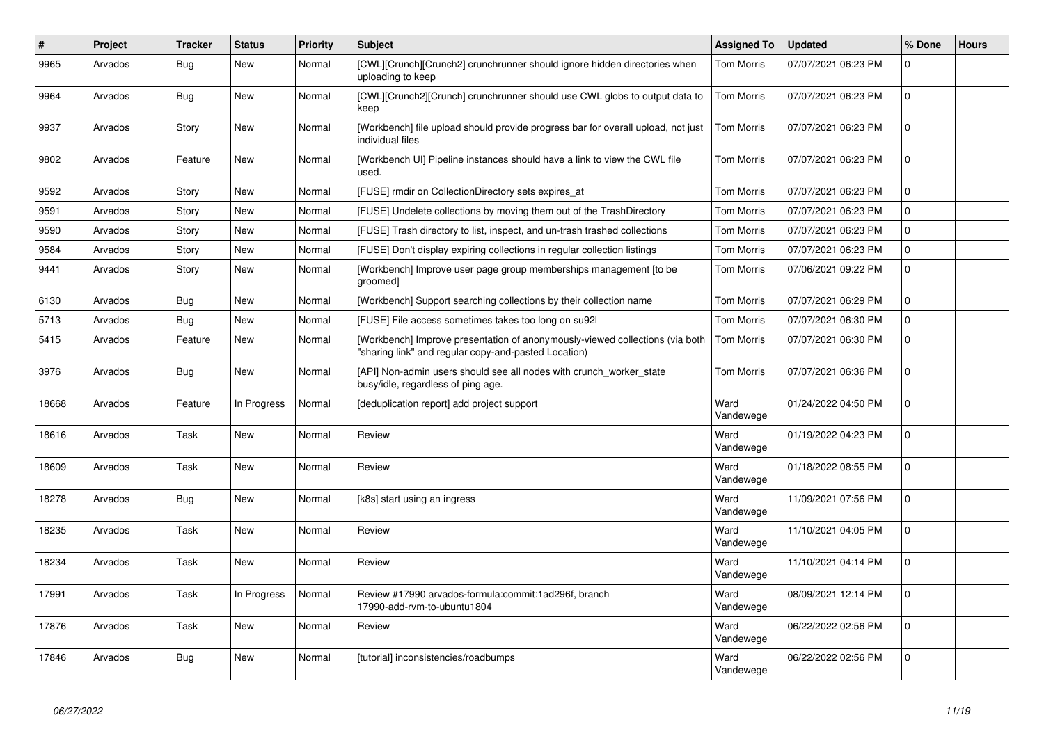| # | Project | Tracker | Status | Priority | Subject | Assigned To | Updated | % Done | Hours |
|---|---|---|---|---|---|---|---|---|---|
| 9965 | Arvados | Bug | New | Normal | [CWL][Crunch][Crunch2] crunchrunner should ignore hidden directories when uploading to keep | Tom Morris | 07/07/2021 06:23 PM | 0 | |
| 9964 | Arvados | Bug | New | Normal | [CWL][Crunch2][Crunch] crunchrunner should use CWL globs to output data to keep | Tom Morris | 07/07/2021 06:23 PM | 0 | |
| 9937 | Arvados | Story | New | Normal | [Workbench] file upload should provide progress bar for overall upload, not just individual files | Tom Morris | 07/07/2021 06:23 PM | 0 | |
| 9802 | Arvados | Feature | New | Normal | [Workbench UI] Pipeline instances should have a link to view the CWL file used. | Tom Morris | 07/07/2021 06:23 PM | 0 | |
| 9592 | Arvados | Story | New | Normal | [FUSE] rmdir on CollectionDirectory sets expires_at | Tom Morris | 07/07/2021 06:23 PM | 0 | |
| 9591 | Arvados | Story | New | Normal | [FUSE] Undelete collections by moving them out of the TrashDirectory | Tom Morris | 07/07/2021 06:23 PM | 0 | |
| 9590 | Arvados | Story | New | Normal | [FUSE] Trash directory to list, inspect, and un-trash trashed collections | Tom Morris | 07/07/2021 06:23 PM | 0 | |
| 9584 | Arvados | Story | New | Normal | [FUSE] Don't display expiring collections in regular collection listings | Tom Morris | 07/07/2021 06:23 PM | 0 | |
| 9441 | Arvados | Story | New | Normal | [Workbench] Improve user page group memberships management [to be groomed] | Tom Morris | 07/06/2021 09:22 PM | 0 | |
| 6130 | Arvados | Bug | New | Normal | [Workbench] Support searching collections by their collection name | Tom Morris | 07/07/2021 06:29 PM | 0 | |
| 5713 | Arvados | Bug | New | Normal | [FUSE] File access sometimes takes too long on su92l | Tom Morris | 07/07/2021 06:30 PM | 0 | |
| 5415 | Arvados | Feature | New | Normal | [Workbench] Improve presentation of anonymously-viewed collections (via both "sharing link" and regular copy-and-pasted Location) | Tom Morris | 07/07/2021 06:30 PM | 0 | |
| 3976 | Arvados | Bug | New | Normal | [API] Non-admin users should see all nodes with crunch_worker_state busy/idle, regardless of ping age. | Tom Morris | 07/07/2021 06:36 PM | 0 | |
| 18668 | Arvados | Feature | In Progress | Normal | [deduplication report] add project support | Ward Vandewege | 01/24/2022 04:50 PM | 0 | |
| 18616 | Arvados | Task | New | Normal | Review | Ward Vandewege | 01/19/2022 04:23 PM | 0 | |
| 18609 | Arvados | Task | New | Normal | Review | Ward Vandewege | 01/18/2022 08:55 PM | 0 | |
| 18278 | Arvados | Bug | New | Normal | [k8s] start using an ingress | Ward Vandewege | 11/09/2021 07:56 PM | 0 | |
| 18235 | Arvados | Task | New | Normal | Review | Ward Vandewege | 11/10/2021 04:05 PM | 0 | |
| 18234 | Arvados | Task | New | Normal | Review | Ward Vandewege | 11/10/2021 04:14 PM | 0 | |
| 17991 | Arvados | Task | In Progress | Normal | Review #17990 arvados-formula:commit:1ad296f, branch 17990-add-rvm-to-ubuntu1804 | Ward Vandewege | 08/09/2021 12:14 PM | 0 | |
| 17876 | Arvados | Task | New | Normal | Review | Ward Vandewege | 06/22/2022 02:56 PM | 0 | |
| 17846 | Arvados | Bug | New | Normal | [tutorial] inconsistencies/roadbumps | Ward Vandewege | 06/22/2022 02:56 PM | 0 | |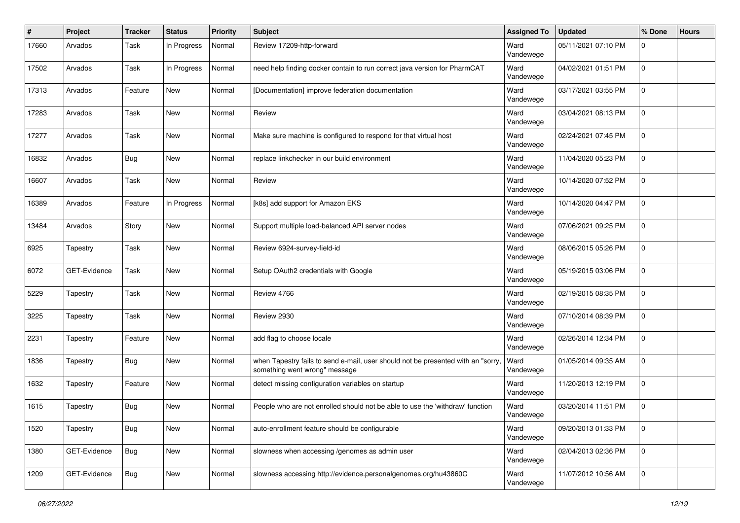| # | Project | Tracker | Status | Priority | Subject | Assigned To | Updated | % Done | Hours |
|---|---|---|---|---|---|---|---|---|---|
| 17660 | Arvados | Task | In Progress | Normal | Review 17209-http-forward | Ward Vandewege | 05/11/2021 07:10 PM | 0 | |
| 17502 | Arvados | Task | In Progress | Normal | need help finding docker contain to run correct java version for PharmCAT | Ward Vandewege | 04/02/2021 01:51 PM | 0 | |
| 17313 | Arvados | Feature | New | Normal | [Documentation] improve federation documentation | Ward Vandewege | 03/17/2021 03:55 PM | 0 | |
| 17283 | Arvados | Task | New | Normal | Review | Ward Vandewege | 03/04/2021 08:13 PM | 0 | |
| 17277 | Arvados | Task | New | Normal | Make sure machine is configured to respond for that virtual host | Ward Vandewege | 02/24/2021 07:45 PM | 0 | |
| 16832 | Arvados | Bug | New | Normal | replace linkchecker in our build environment | Ward Vandewege | 11/04/2020 05:23 PM | 0 | |
| 16607 | Arvados | Task | New | Normal | Review | Ward Vandewege | 10/14/2020 07:52 PM | 0 | |
| 16389 | Arvados | Feature | In Progress | Normal | [k8s] add support for Amazon EKS | Ward Vandewege | 10/14/2020 04:47 PM | 0 | |
| 13484 | Arvados | Story | New | Normal | Support multiple load-balanced API server nodes | Ward Vandewege | 07/06/2021 09:25 PM | 0 | |
| 6925 | Tapestry | Task | New | Normal | Review 6924-survey-field-id | Ward Vandewege | 08/06/2015 05:26 PM | 0 | |
| 6072 | GET-Evidence | Task | New | Normal | Setup OAuth2 credentials with Google | Ward Vandewege | 05/19/2015 03:06 PM | 0 | |
| 5229 | Tapestry | Task | New | Normal | Review 4766 | Ward Vandewege | 02/19/2015 08:35 PM | 0 | |
| 3225 | Tapestry | Task | New | Normal | Review 2930 | Ward Vandewege | 07/10/2014 08:39 PM | 0 | |
| 2231 | Tapestry | Feature | New | Normal | add flag to choose locale | Ward Vandewege | 02/26/2014 12:34 PM | 0 | |
| 1836 | Tapestry | Bug | New | Normal | when Tapestry fails to send e-mail, user should not be presented with an "sorry, something went wrong" message | Ward Vandewege | 01/05/2014 09:35 AM | 0 | |
| 1632 | Tapestry | Feature | New | Normal | detect missing configuration variables on startup | Ward Vandewege | 11/20/2013 12:19 PM | 0 | |
| 1615 | Tapestry | Bug | New | Normal | People who are not enrolled should not be able to use the 'withdraw' function | Ward Vandewege | 03/20/2014 11:51 PM | 0 | |
| 1520 | Tapestry | Bug | New | Normal | auto-enrollment feature should be configurable | Ward Vandewege | 09/20/2013 01:33 PM | 0 | |
| 1380 | GET-Evidence | Bug | New | Normal | slowness when accessing /genomes as admin user | Ward Vandewege | 02/04/2013 02:36 PM | 0 | |
| 1209 | GET-Evidence | Bug | New | Normal | slowness accessing http://evidence.personalgenomes.org/hu43860C | Ward Vandewege | 11/07/2012 10:56 AM | 0 | |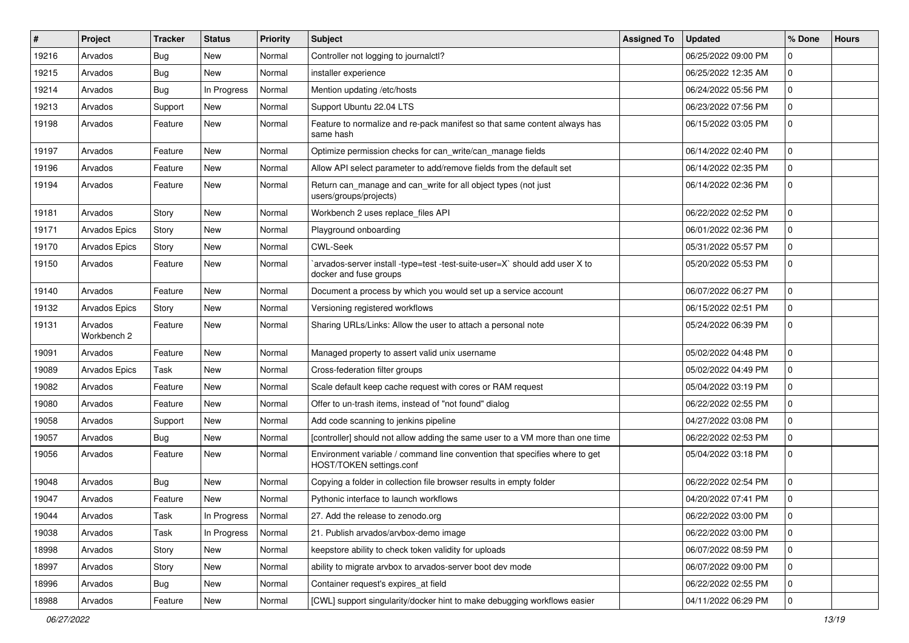| # | Project | Tracker | Status | Priority | Subject | Assigned To | Updated | % Done | Hours |
|---|---|---|---|---|---|---|---|---|---|
| 19216 | Arvados | Bug | New | Normal | Controller not logging to journalctl? | | 06/25/2022 09:00 PM | 0 | |
| 19215 | Arvados | Bug | New | Normal | installer experience | | 06/25/2022 12:35 AM | 0 | |
| 19214 | Arvados | Bug | In Progress | Normal | Mention updating /etc/hosts | | 06/24/2022 05:56 PM | 0 | |
| 19213 | Arvados | Support | New | Normal | Support Ubuntu 22.04 LTS | | 06/23/2022 07:56 PM | 0 | |
| 19198 | Arvados | Feature | New | Normal | Feature to normalize and re-pack manifest so that same content always has same hash | | 06/15/2022 03:05 PM | 0 | |
| 19197 | Arvados | Feature | New | Normal | Optimize permission checks for can_write/can_manage fields | | 06/14/2022 02:40 PM | 0 | |
| 19196 | Arvados | Feature | New | Normal | Allow API select parameter to add/remove fields from the default set | | 06/14/2022 02:35 PM | 0 | |
| 19194 | Arvados | Feature | New | Normal | Return can_manage and can_write for all object types (not just users/groups/projects) | | 06/14/2022 02:36 PM | 0 | |
| 19181 | Arvados | Story | New | Normal | Workbench 2 uses replace_files API | | 06/22/2022 02:52 PM | 0 | |
| 19171 | Arvados Epics | Story | New | Normal | Playground onboarding | | 06/01/2022 02:36 PM | 0 | |
| 19170 | Arvados Epics | Story | New | Normal | CWL-Seek | | 05/31/2022 05:57 PM | 0 | |
| 19150 | Arvados | Feature | New | Normal | `arvados-server install -type=test -test-suite-user=X` should add user X to docker and fuse groups | | 05/20/2022 05:53 PM | 0 | |
| 19140 | Arvados | Feature | New | Normal | Document a process by which you would set up a service account | | 06/07/2022 06:27 PM | 0 | |
| 19132 | Arvados Epics | Story | New | Normal | Versioning registered workflows | | 06/15/2022 02:51 PM | 0 | |
| 19131 | Arvados Workbench 2 | Feature | New | Normal | Sharing URLs/Links: Allow the user to attach a personal note | | 05/24/2022 06:39 PM | 0 | |
| 19091 | Arvados | Feature | New | Normal | Managed property to assert valid unix username | | 05/02/2022 04:48 PM | 0 | |
| 19089 | Arvados Epics | Task | New | Normal | Cross-federation filter groups | | 05/02/2022 04:49 PM | 0 | |
| 19082 | Arvados | Feature | New | Normal | Scale default keep cache request with cores or RAM request | | 05/04/2022 03:19 PM | 0 | |
| 19080 | Arvados | Feature | New | Normal | Offer to un-trash items, instead of "not found" dialog | | 06/22/2022 02:55 PM | 0 | |
| 19058 | Arvados | Support | New | Normal | Add code scanning to jenkins pipeline | | 04/27/2022 03:08 PM | 0 | |
| 19057 | Arvados | Bug | New | Normal | [controller] should not allow adding the same user to a VM more than one time | | 06/22/2022 02:53 PM | 0 | |
| 19056 | Arvados | Feature | New | Normal | Environment variable / command line convention that specifies where to get HOST/TOKEN settings.conf | | 05/04/2022 03:18 PM | 0 | |
| 19048 | Arvados | Bug | New | Normal | Copying a folder in collection file browser results in empty folder | | 06/22/2022 02:54 PM | 0 | |
| 19047 | Arvados | Feature | New | Normal | Pythonic interface to launch workflows | | 04/20/2022 07:41 PM | 0 | |
| 19044 | Arvados | Task | In Progress | Normal | 27. Add the release to zenodo.org | | 06/22/2022 03:00 PM | 0 | |
| 19038 | Arvados | Task | In Progress | Normal | 21. Publish arvados/arvbox-demo image | | 06/22/2022 03:00 PM | 0 | |
| 18998 | Arvados | Story | New | Normal | keepstore ability to check token validity for uploads | | 06/07/2022 08:59 PM | 0 | |
| 18997 | Arvados | Story | New | Normal | ability to migrate arvbox to arvados-server boot dev mode | | 06/07/2022 09:00 PM | 0 | |
| 18996 | Arvados | Bug | New | Normal | Container request's expires_at field | | 06/22/2022 02:55 PM | 0 | |
| 18988 | Arvados | Feature | New | Normal | [CWL] support singularity/docker hint to make debugging workflows easier | | 04/11/2022 06:29 PM | 0 | |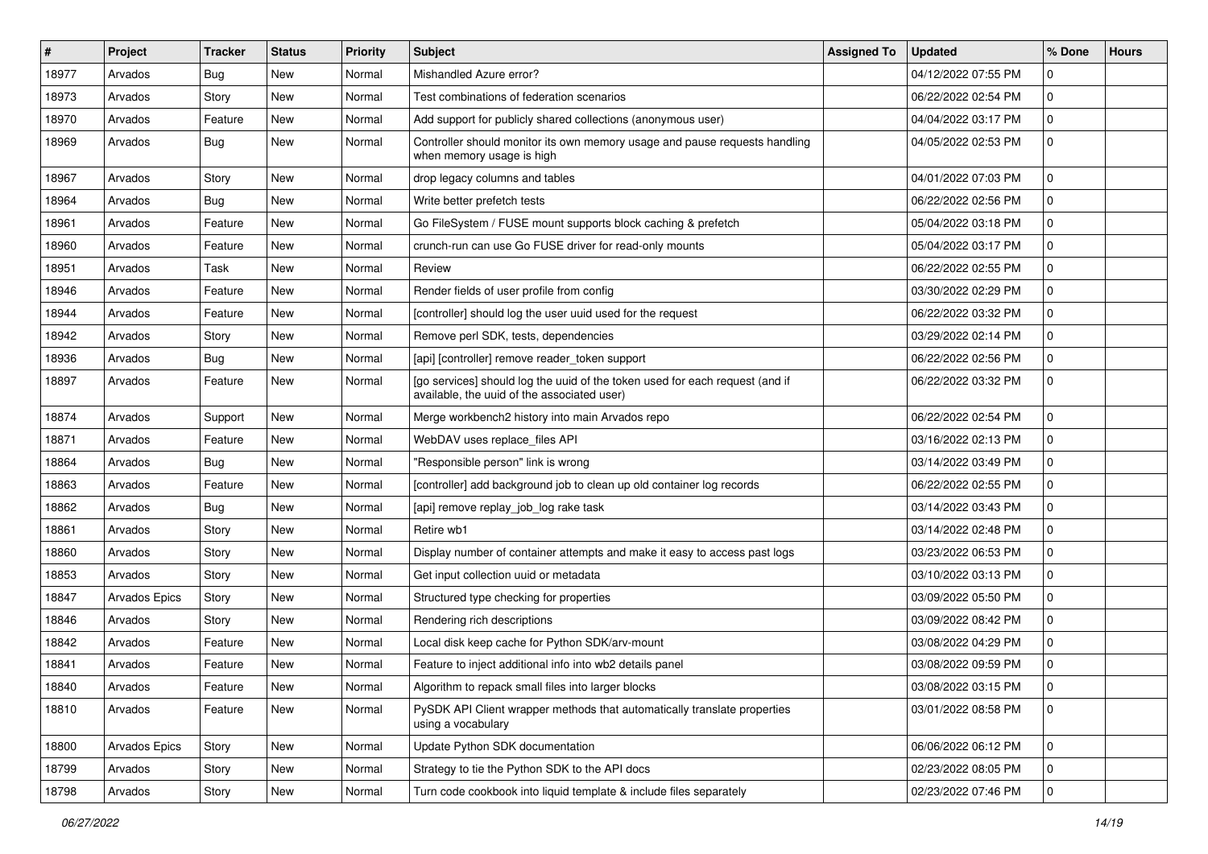| # | Project | Tracker | Status | Priority | Subject | Assigned To | Updated | % Done | Hours |
|---|---|---|---|---|---|---|---|---|---|
| 18977 | Arvados | Bug | New | Normal | Mishandled Azure error? | | 04/12/2022 07:55 PM | 0 | |
| 18973 | Arvados | Story | New | Normal | Test combinations of federation scenarios | | 06/22/2022 02:54 PM | 0 | |
| 18970 | Arvados | Feature | New | Normal | Add support for publicly shared collections (anonymous user) | | 04/04/2022 03:17 PM | 0 | |
| 18969 | Arvados | Bug | New | Normal | Controller should monitor its own memory usage and pause requests handling when memory usage is high | | 04/05/2022 02:53 PM | 0 | |
| 18967 | Arvados | Story | New | Normal | drop legacy columns and tables | | 04/01/2022 07:03 PM | 0 | |
| 18964 | Arvados | Bug | New | Normal | Write better prefetch tests | | 06/22/2022 02:56 PM | 0 | |
| 18961 | Arvados | Feature | New | Normal | Go FileSystem / FUSE mount supports block caching & prefetch | | 05/04/2022 03:18 PM | 0 | |
| 18960 | Arvados | Feature | New | Normal | crunch-run can use Go FUSE driver for read-only mounts | | 05/04/2022 03:17 PM | 0 | |
| 18951 | Arvados | Task | New | Normal | Review | | 06/22/2022 02:55 PM | 0 | |
| 18946 | Arvados | Feature | New | Normal | Render fields of user profile from config | | 03/30/2022 02:29 PM | 0 | |
| 18944 | Arvados | Feature | New | Normal | [controller] should log the user uuid used for the request | | 06/22/2022 03:32 PM | 0 | |
| 18942 | Arvados | Story | New | Normal | Remove perl SDK, tests, dependencies | | 03/29/2022 02:14 PM | 0 | |
| 18936 | Arvados | Bug | New | Normal | [api] [controller] remove reader_token support | | 06/22/2022 02:56 PM | 0 | |
| 18897 | Arvados | Feature | New | Normal | [go services] should log the uuid of the token used for each request (and if available, the uuid of the associated user) | | 06/22/2022 03:32 PM | 0 | |
| 18874 | Arvados | Support | New | Normal | Merge workbench2 history into main Arvados repo | | 06/22/2022 02:54 PM | 0 | |
| 18871 | Arvados | Feature | New | Normal | WebDAV uses replace_files API | | 03/16/2022 02:13 PM | 0 | |
| 18864 | Arvados | Bug | New | Normal | "Responsible person" link is wrong | | 03/14/2022 03:49 PM | 0 | |
| 18863 | Arvados | Feature | New | Normal | [controller] add background job to clean up old container log records | | 06/22/2022 02:55 PM | 0 | |
| 18862 | Arvados | Bug | New | Normal | [api] remove replay_job_log rake task | | 03/14/2022 03:43 PM | 0 | |
| 18861 | Arvados | Story | New | Normal | Retire wb1 | | 03/14/2022 02:48 PM | 0 | |
| 18860 | Arvados | Story | New | Normal | Display number of container attempts and make it easy to access past logs | | 03/23/2022 06:53 PM | 0 | |
| 18853 | Arvados | Story | New | Normal | Get input collection uuid or metadata | | 03/10/2022 03:13 PM | 0 | |
| 18847 | Arvados Epics | Story | New | Normal | Structured type checking for properties | | 03/09/2022 05:50 PM | 0 | |
| 18846 | Arvados | Story | New | Normal | Rendering rich descriptions | | 03/09/2022 08:42 PM | 0 | |
| 18842 | Arvados | Feature | New | Normal | Local disk keep cache for Python SDK/arv-mount | | 03/08/2022 04:29 PM | 0 | |
| 18841 | Arvados | Feature | New | Normal | Feature to inject additional info into wb2 details panel | | 03/08/2022 09:59 PM | 0 | |
| 18840 | Arvados | Feature | New | Normal | Algorithm to repack small files into larger blocks | | 03/08/2022 03:15 PM | 0 | |
| 18810 | Arvados | Feature | New | Normal | PySDK API Client wrapper methods that automatically translate properties using a vocabulary | | 03/01/2022 08:58 PM | 0 | |
| 18800 | Arvados Epics | Story | New | Normal | Update Python SDK documentation | | 06/06/2022 06:12 PM | 0 | |
| 18799 | Arvados | Story | New | Normal | Strategy to tie the Python SDK to the API docs | | 02/23/2022 08:05 PM | 0 | |
| 18798 | Arvados | Story | New | Normal | Turn code cookbook into liquid template & include files separately | | 02/23/2022 07:46 PM | 0 | |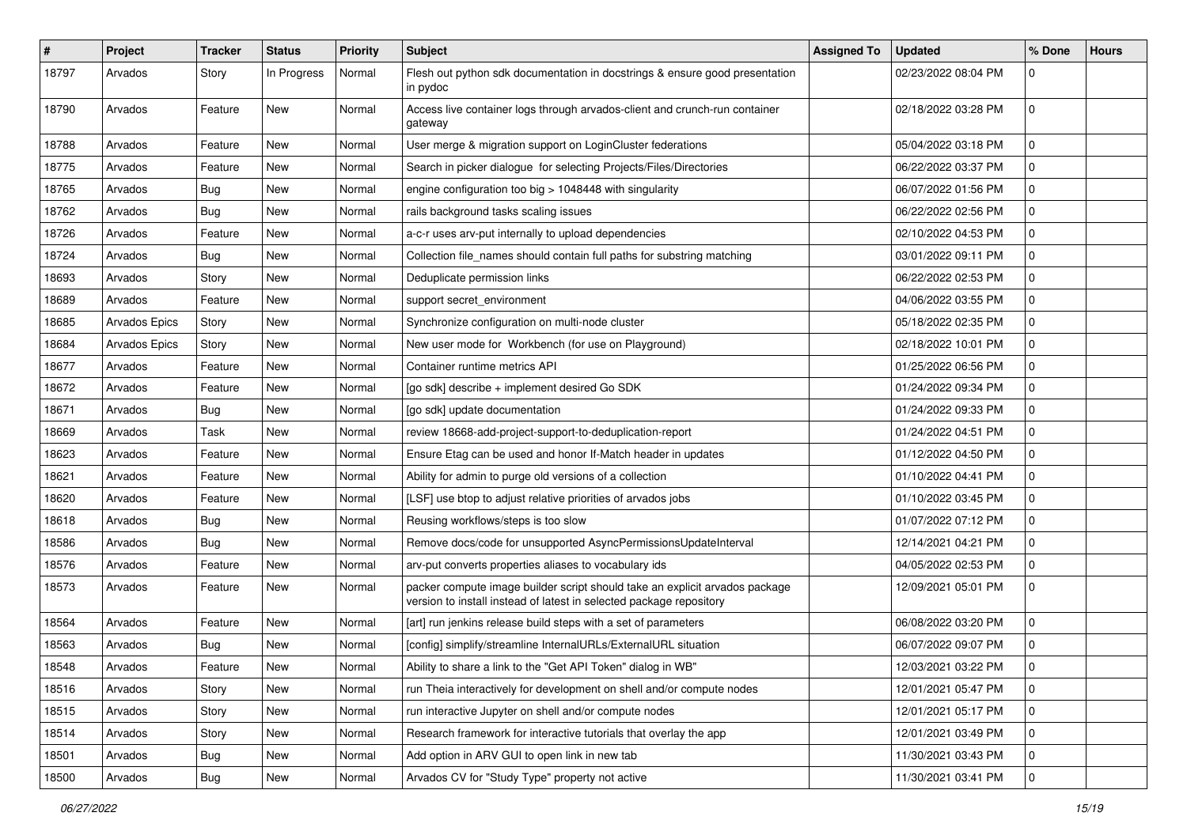| # | Project | Tracker | Status | Priority | Subject | Assigned To | Updated | % Done | Hours |
|---|---|---|---|---|---|---|---|---|---|
| 18797 | Arvados | Story | In Progress | Normal | Flesh out python sdk documentation in docstrings & ensure good presentation in pydoc | | 02/23/2022 08:04 PM | 0 | |
| 18790 | Arvados | Feature | New | Normal | Access live container logs through arvados-client and crunch-run container gateway | | 02/18/2022 03:28 PM | 0 | |
| 18788 | Arvados | Feature | New | Normal | User merge & migration support on LoginCluster federations | | 05/04/2022 03:18 PM | 0 | |
| 18775 | Arvados | Feature | New | Normal | Search in picker dialogue for selecting Projects/Files/Directories | | 06/22/2022 03:37 PM | 0 | |
| 18765 | Arvados | Bug | New | Normal | engine configuration too big > 1048448 with singularity | | 06/07/2022 01:56 PM | 0 | |
| 18762 | Arvados | Bug | New | Normal | rails background tasks scaling issues | | 06/22/2022 02:56 PM | 0 | |
| 18726 | Arvados | Feature | New | Normal | a-c-r uses arv-put internally to upload dependencies | | 02/10/2022 04:53 PM | 0 | |
| 18724 | Arvados | Bug | New | Normal | Collection file_names should contain full paths for substring matching | | 03/01/2022 09:11 PM | 0 | |
| 18693 | Arvados | Story | New | Normal | Deduplicate permission links | | 06/22/2022 02:53 PM | 0 | |
| 18689 | Arvados | Feature | New | Normal | support secret_environment | | 04/06/2022 03:55 PM | 0 | |
| 18685 | Arvados Epics | Story | New | Normal | Synchronize configuration on multi-node cluster | | 05/18/2022 02:35 PM | 0 | |
| 18684 | Arvados Epics | Story | New | Normal | New user mode for Workbench (for use on Playground) | | 02/18/2022 10:01 PM | 0 | |
| 18677 | Arvados | Feature | New | Normal | Container runtime metrics API | | 01/25/2022 06:56 PM | 0 | |
| 18672 | Arvados | Feature | New | Normal | [go sdk] describe + implement desired Go SDK | | 01/24/2022 09:34 PM | 0 | |
| 18671 | Arvados | Bug | New | Normal | [go sdk] update documentation | | 01/24/2022 09:33 PM | 0 | |
| 18669 | Arvados | Task | New | Normal | review 18668-add-project-support-to-deduplication-report | | 01/24/2022 04:51 PM | 0 | |
| 18623 | Arvados | Feature | New | Normal | Ensure Etag can be used and honor If-Match header in updates | | 01/12/2022 04:50 PM | 0 | |
| 18621 | Arvados | Feature | New | Normal | Ability for admin to purge old versions of a collection | | 01/10/2022 04:41 PM | 0 | |
| 18620 | Arvados | Feature | New | Normal | [LSF] use btop to adjust relative priorities of arvados jobs | | 01/10/2022 03:45 PM | 0 | |
| 18618 | Arvados | Bug | New | Normal | Reusing workflows/steps is too slow | | 01/07/2022 07:12 PM | 0 | |
| 18586 | Arvados | Bug | New | Normal | Remove docs/code for unsupported AsyncPermissionsUpdateInterval | | 12/14/2021 04:21 PM | 0 | |
| 18576 | Arvados | Feature | New | Normal | arv-put converts properties aliases to vocabulary ids | | 04/05/2022 02:53 PM | 0 | |
| 18573 | Arvados | Feature | New | Normal | packer compute image builder script should take an explicit arvados package version to install instead of latest in selected package repository | | 12/09/2021 05:01 PM | 0 | |
| 18564 | Arvados | Feature | New | Normal | [art] run jenkins release build steps with a set of parameters | | 06/08/2022 03:20 PM | 0 | |
| 18563 | Arvados | Bug | New | Normal | [config] simplify/streamline InternalURLs/ExternalURL situation | | 06/07/2022 09:07 PM | 0 | |
| 18548 | Arvados | Feature | New | Normal | Ability to share a link to the "Get API Token" dialog in WB" | | 12/03/2021 03:22 PM | 0 | |
| 18516 | Arvados | Story | New | Normal | run Theia interactively for development on shell and/or compute nodes | | 12/01/2021 05:47 PM | 0 | |
| 18515 | Arvados | Story | New | Normal | run interactive Jupyter on shell and/or compute nodes | | 12/01/2021 05:17 PM | 0 | |
| 18514 | Arvados | Story | New | Normal | Research framework for interactive tutorials that overlay the app | | 12/01/2021 03:49 PM | 0 | |
| 18501 | Arvados | Bug | New | Normal | Add option in ARV GUI to open link in new tab | | 11/30/2021 03:43 PM | 0 | |
| 18500 | Arvados | Bug | New | Normal | Arvados CV for "Study Type" property not active | | 11/30/2021 03:41 PM | 0 | |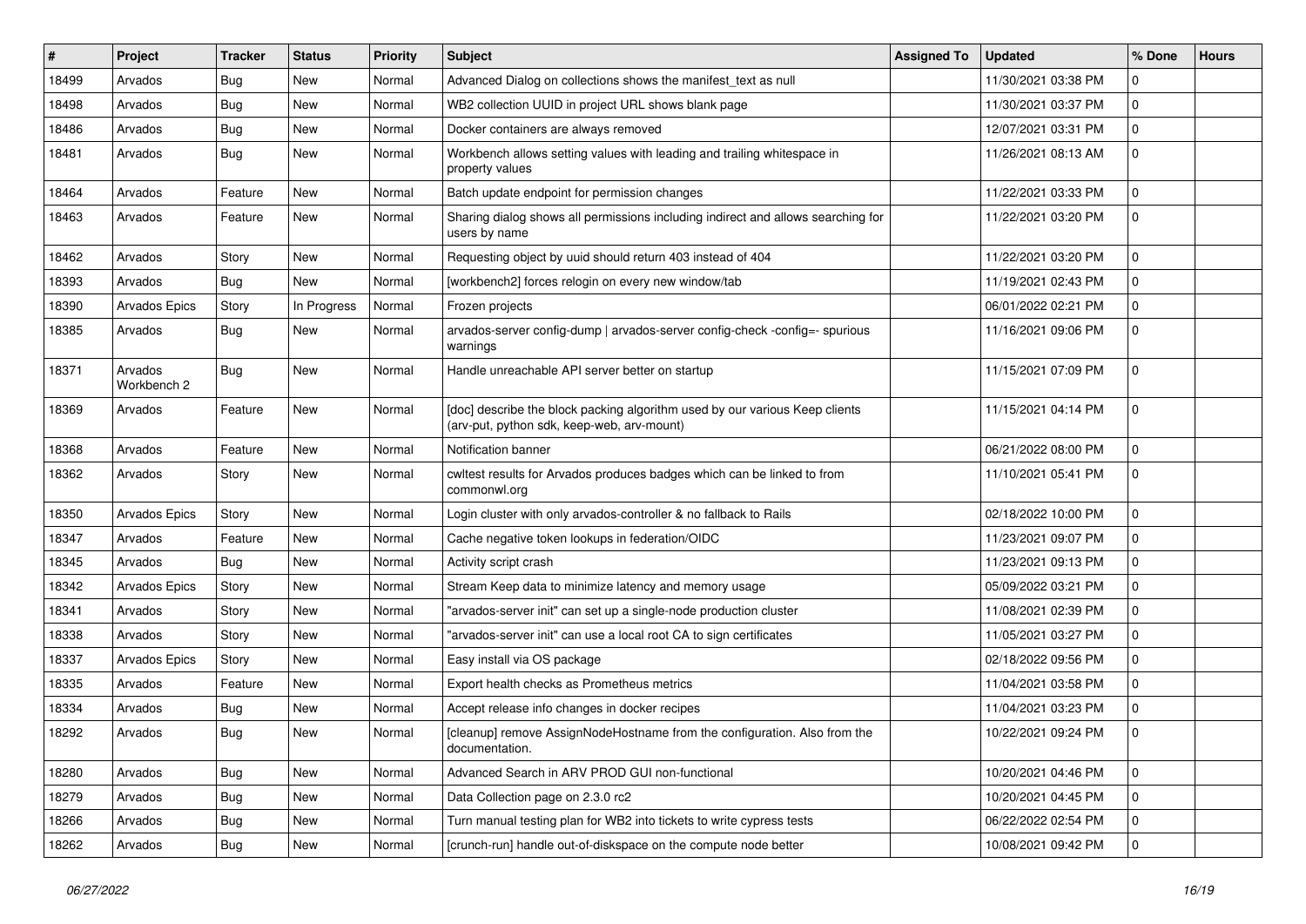| # | Project | Tracker | Status | Priority | Subject | Assigned To | Updated | % Done | Hours |
|---|---|---|---|---|---|---|---|---|---|
| 18499 | Arvados | Bug | New | Normal | Advanced Dialog on collections shows the manifest_text as null | | 11/30/2021 03:38 PM | 0 | |
| 18498 | Arvados | Bug | New | Normal | WB2 collection UUID in project URL shows blank page | | 11/30/2021 03:37 PM | 0 | |
| 18486 | Arvados | Bug | New | Normal | Docker containers are always removed | | 12/07/2021 03:31 PM | 0 | |
| 18481 | Arvados | Bug | New | Normal | Workbench allows setting values with leading and trailing whitespace in property values | | 11/26/2021 08:13 AM | 0 | |
| 18464 | Arvados | Feature | New | Normal | Batch update endpoint for permission changes | | 11/22/2021 03:33 PM | 0 | |
| 18463 | Arvados | Feature | New | Normal | Sharing dialog shows all permissions including indirect and allows searching for users by name | | 11/22/2021 03:20 PM | 0 | |
| 18462 | Arvados | Story | New | Normal | Requesting object by uuid should return 403 instead of 404 | | 11/22/2021 03:20 PM | 0 | |
| 18393 | Arvados | Bug | New | Normal | [workbench2] forces relogin on every new window/tab | | 11/19/2021 02:43 PM | 0 | |
| 18390 | Arvados Epics | Story | In Progress | Normal | Frozen projects | | 06/01/2022 02:21 PM | 0 | |
| 18385 | Arvados | Bug | New | Normal | arvados-server config-dump \| arvados-server config-check -config=- spurious warnings | | 11/16/2021 09:06 PM | 0 | |
| 18371 | Arvados Workbench 2 | Bug | New | Normal | Handle unreachable API server better on startup | | 11/15/2021 07:09 PM | 0 | |
| 18369 | Arvados | Feature | New | Normal | [doc] describe the block packing algorithm used by our various Keep clients (arv-put, python sdk, keep-web, arv-mount) | | 11/15/2021 04:14 PM | 0 | |
| 18368 | Arvados | Feature | New | Normal | Notification banner | | 06/21/2022 08:00 PM | 0 | |
| 18362 | Arvados | Story | New | Normal | cwltest results for Arvados produces badges which can be linked to from commonwl.org | | 11/10/2021 05:41 PM | 0 | |
| 18350 | Arvados Epics | Story | New | Normal | Login cluster with only arvados-controller & no fallback to Rails | | 02/18/2022 10:00 PM | 0 | |
| 18347 | Arvados | Feature | New | Normal | Cache negative token lookups in federation/OIDC | | 11/23/2021 09:07 PM | 0 | |
| 18345 | Arvados | Bug | New | Normal | Activity script crash | | 11/23/2021 09:13 PM | 0 | |
| 18342 | Arvados Epics | Story | New | Normal | Stream Keep data to minimize latency and memory usage | | 05/09/2022 03:21 PM | 0 | |
| 18341 | Arvados | Story | New | Normal | "arvados-server init" can set up a single-node production cluster | | 11/08/2021 02:39 PM | 0 | |
| 18338 | Arvados | Story | New | Normal | "arvados-server init" can use a local root CA to sign certificates | | 11/05/2021 03:27 PM | 0 | |
| 18337 | Arvados Epics | Story | New | Normal | Easy install via OS package | | 02/18/2022 09:56 PM | 0 | |
| 18335 | Arvados | Feature | New | Normal | Export health checks as Prometheus metrics | | 11/04/2021 03:58 PM | 0 | |
| 18334 | Arvados | Bug | New | Normal | Accept release info changes in docker recipes | | 11/04/2021 03:23 PM | 0 | |
| 18292 | Arvados | Bug | New | Normal | [cleanup] remove AssignNodeHostname from the configuration. Also from the documentation. | | 10/22/2021 09:24 PM | 0 | |
| 18280 | Arvados | Bug | New | Normal | Advanced Search in ARV PROD GUI non-functional | | 10/20/2021 04:46 PM | 0 | |
| 18279 | Arvados | Bug | New | Normal | Data Collection page on 2.3.0 rc2 | | 10/20/2021 04:45 PM | 0 | |
| 18266 | Arvados | Bug | New | Normal | Turn manual testing plan for WB2 into tickets to write cypress tests | | 06/22/2022 02:54 PM | 0 | |
| 18262 | Arvados | Bug | New | Normal | [crunch-run] handle out-of-diskspace on the compute node better | | 10/08/2021 09:42 PM | 0 | |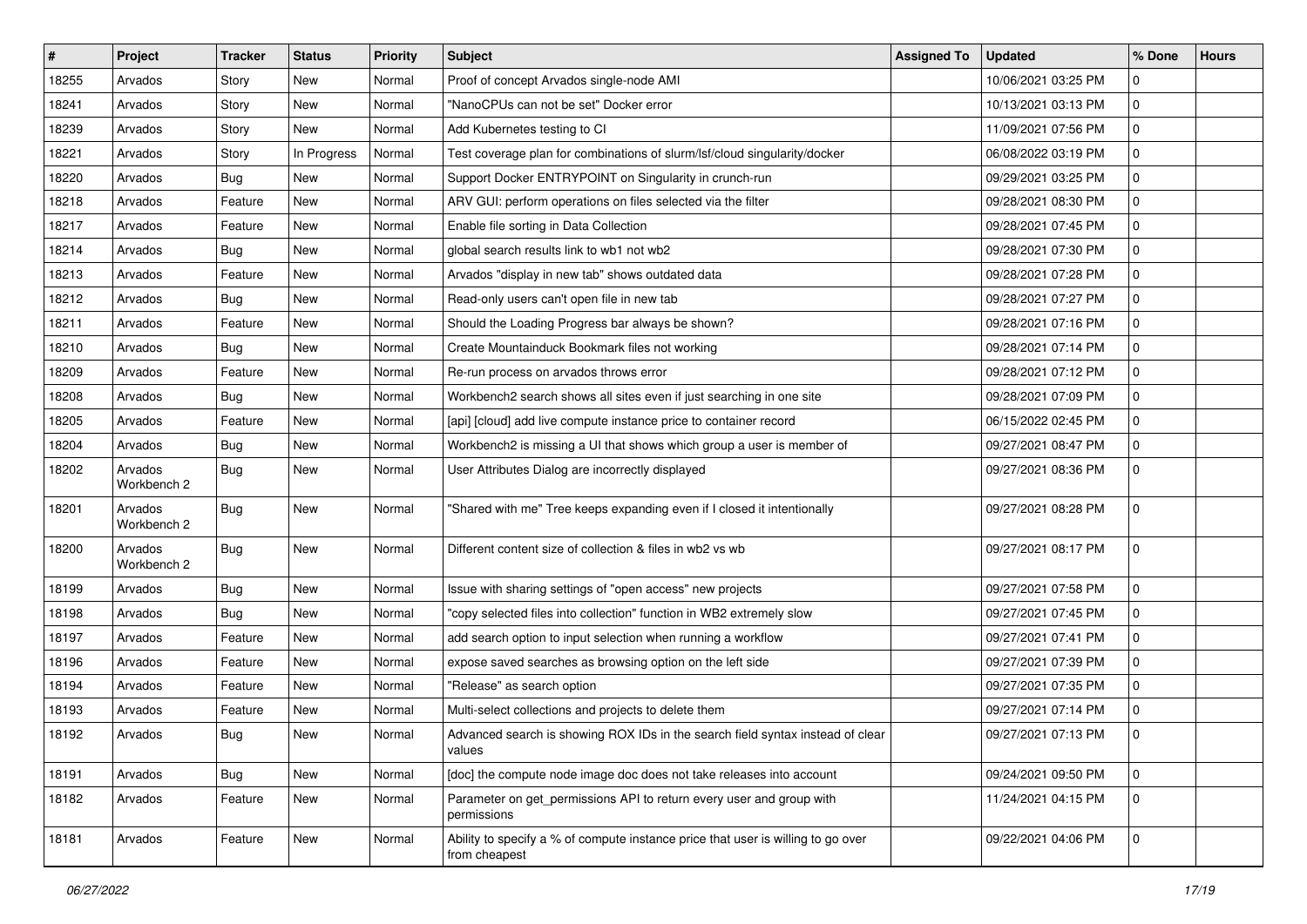| # | Project | Tracker | Status | Priority | Subject | Assigned To | Updated | % Done | Hours |
|---|---|---|---|---|---|---|---|---|---|
| 18255 | Arvados | Story | New | Normal | Proof of concept Arvados single-node AMI | | 10/06/2021 03:25 PM | 0 | |
| 18241 | Arvados | Story | New | Normal | "NanoCPUs can not be set" Docker error | | 10/13/2021 03:13 PM | 0 | |
| 18239 | Arvados | Story | New | Normal | Add Kubernetes testing to CI | | 11/09/2021 07:56 PM | 0 | |
| 18221 | Arvados | Story | In Progress | Normal | Test coverage plan for combinations of slurm/lsf/cloud singularity/docker | | 06/08/2022 03:19 PM | 0 | |
| 18220 | Arvados | Bug | New | Normal | Support Docker ENTRYPOINT on Singularity in crunch-run | | 09/29/2021 03:25 PM | 0 | |
| 18218 | Arvados | Feature | New | Normal | ARV GUI: perform operations on files selected via the filter | | 09/28/2021 08:30 PM | 0 | |
| 18217 | Arvados | Feature | New | Normal | Enable file sorting in Data Collection | | 09/28/2021 07:45 PM | 0 | |
| 18214 | Arvados | Bug | New | Normal | global search results link to wb1 not wb2 | | 09/28/2021 07:30 PM | 0 | |
| 18213 | Arvados | Feature | New | Normal | Arvados "display in new tab" shows outdated data | | 09/28/2021 07:28 PM | 0 | |
| 18212 | Arvados | Bug | New | Normal | Read-only users can't open file in new tab | | 09/28/2021 07:27 PM | 0 | |
| 18211 | Arvados | Feature | New | Normal | Should the Loading Progress bar always be shown? | | 09/28/2021 07:16 PM | 0 | |
| 18210 | Arvados | Bug | New | Normal | Create Mountainduck Bookmark files not working | | 09/28/2021 07:14 PM | 0 | |
| 18209 | Arvados | Feature | New | Normal | Re-run process on arvados throws error | | 09/28/2021 07:12 PM | 0 | |
| 18208 | Arvados | Bug | New | Normal | Workbench2 search shows all sites even if just searching in one site | | 09/28/2021 07:09 PM | 0 | |
| 18205 | Arvados | Feature | New | Normal | [api] [cloud] add live compute instance price to container record | | 06/15/2022 02:45 PM | 0 | |
| 18204 | Arvados | Bug | New | Normal | Workbench2 is missing a UI that shows which group a user is member of | | 09/27/2021 08:47 PM | 0 | |
| 18202 | Arvados Workbench 2 | Bug | New | Normal | User Attributes Dialog are incorrectly displayed | | 09/27/2021 08:36 PM | 0 | |
| 18201 | Arvados Workbench 2 | Bug | New | Normal | "Shared with me" Tree keeps expanding even if I closed it intentionally | | 09/27/2021 08:28 PM | 0 | |
| 18200 | Arvados Workbench 2 | Bug | New | Normal | Different content size of collection & files in wb2 vs wb | | 09/27/2021 08:17 PM | 0 | |
| 18199 | Arvados | Bug | New | Normal | Issue with sharing settings of "open access" new projects | | 09/27/2021 07:58 PM | 0 | |
| 18198 | Arvados | Bug | New | Normal | "copy selected files into collection" function in WB2 extremely slow | | 09/27/2021 07:45 PM | 0 | |
| 18197 | Arvados | Feature | New | Normal | add search option to input selection when running a workflow | | 09/27/2021 07:41 PM | 0 | |
| 18196 | Arvados | Feature | New | Normal | expose saved searches as browsing option on the left side | | 09/27/2021 07:39 PM | 0 | |
| 18194 | Arvados | Feature | New | Normal | "Release" as search option | | 09/27/2021 07:35 PM | 0 | |
| 18193 | Arvados | Feature | New | Normal | Multi-select collections and projects to delete them | | 09/27/2021 07:14 PM | 0 | |
| 18192 | Arvados | Bug | New | Normal | Advanced search is showing ROX IDs in the search field syntax instead of clear values | | 09/27/2021 07:13 PM | 0 | |
| 18191 | Arvados | Bug | New | Normal | [doc] the compute node image doc does not take releases into account | | 09/24/2021 09:50 PM | 0 | |
| 18182 | Arvados | Feature | New | Normal | Parameter on get_permissions API to return every user and group with permissions | | 11/24/2021 04:15 PM | 0 | |
| 18181 | Arvados | Feature | New | Normal | Ability to specify a % of compute instance price that user is willing to go over from cheapest | | 09/22/2021 04:06 PM | 0 | |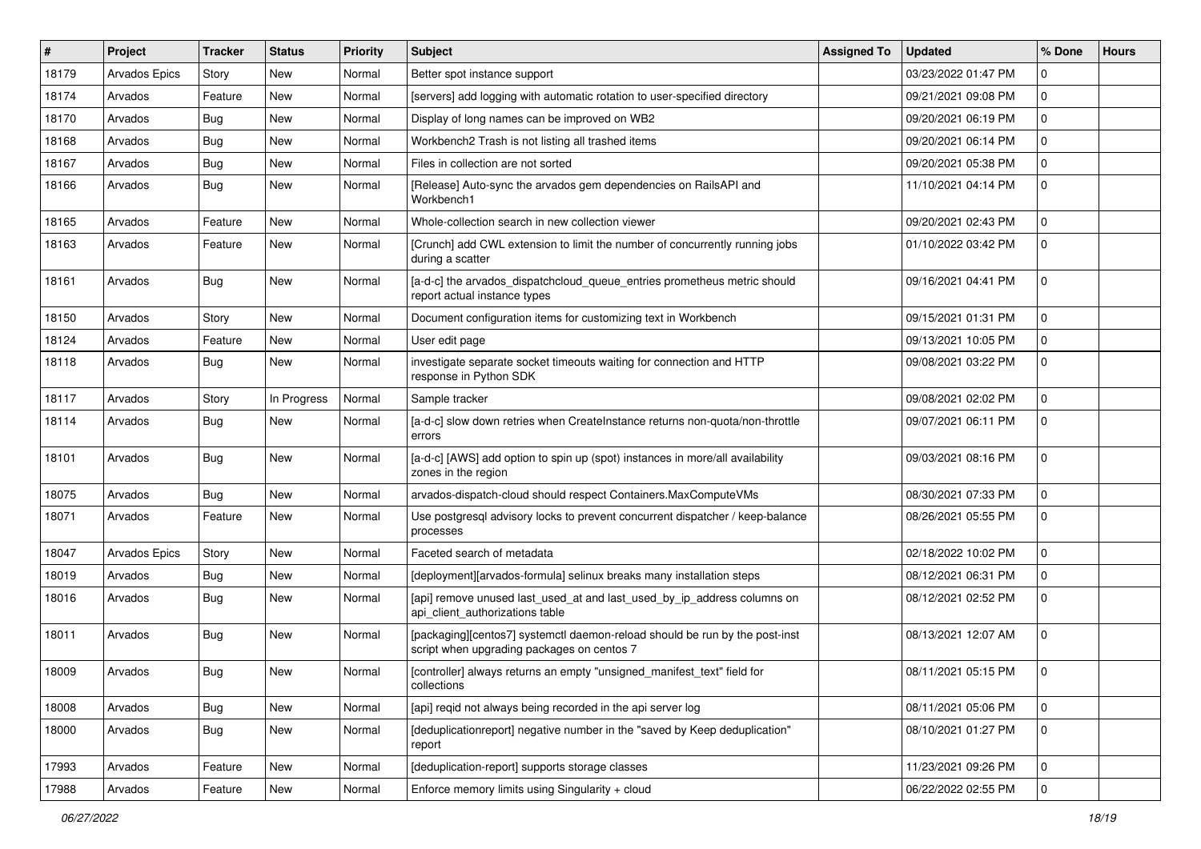| # | Project | Tracker | Status | Priority | Subject | Assigned To | Updated | % Done | Hours |
|---|---|---|---|---|---|---|---|---|---|
| 18179 | Arvados Epics | Story | New | Normal | Better spot instance support | | 03/23/2022 01:47 PM | 0 | |
| 18174 | Arvados | Feature | New | Normal | [servers] add logging with automatic rotation to user-specified directory | | 09/21/2021 09:08 PM | 0 | |
| 18170 | Arvados | Bug | New | Normal | Display of long names can be improved on WB2 | | 09/20/2021 06:19 PM | 0 | |
| 18168 | Arvados | Bug | New | Normal | Workbench2 Trash is not listing all trashed items | | 09/20/2021 06:14 PM | 0 | |
| 18167 | Arvados | Bug | New | Normal | Files in collection are not sorted | | 09/20/2021 05:38 PM | 0 | |
| 18166 | Arvados | Bug | New | Normal | [Release] Auto-sync the arvados gem dependencies on RailsAPI and Workbench1 | | 11/10/2021 04:14 PM | 0 | |
| 18165 | Arvados | Feature | New | Normal | Whole-collection search in new collection viewer | | 09/20/2021 02:43 PM | 0 | |
| 18163 | Arvados | Feature | New | Normal | [Crunch] add CWL extension to limit the number of concurrently running jobs during a scatter | | 01/10/2022 03:42 PM | 0 | |
| 18161 | Arvados | Bug | New | Normal | [a-d-c] the arvados_dispatchcloud_queue_entries prometheus metric should report actual instance types | | 09/16/2021 04:41 PM | 0 | |
| 18150 | Arvados | Story | New | Normal | Document configuration items for customizing text in Workbench | | 09/15/2021 01:31 PM | 0 | |
| 18124 | Arvados | Feature | New | Normal | User edit page | | 09/13/2021 10:05 PM | 0 | |
| 18118 | Arvados | Bug | New | Normal | investigate separate socket timeouts waiting for connection and HTTP response in Python SDK | | 09/08/2021 03:22 PM | 0 | |
| 18117 | Arvados | Story | In Progress | Normal | Sample tracker | | 09/08/2021 02:02 PM | 0 | |
| 18114 | Arvados | Bug | New | Normal | [a-d-c] slow down retries when CreateInstance returns non-quota/non-throttle errors | | 09/07/2021 06:11 PM | 0 | |
| 18101 | Arvados | Bug | New | Normal | [a-d-c] [AWS] add option to spin up (spot) instances in more/all availability zones in the region | | 09/03/2021 08:16 PM | 0 | |
| 18075 | Arvados | Bug | New | Normal | arvados-dispatch-cloud should respect Containers.MaxComputeVMs | | 08/30/2021 07:33 PM | 0 | |
| 18071 | Arvados | Feature | New | Normal | Use postgresql advisory locks to prevent concurrent dispatcher / keep-balance processes | | 08/26/2021 05:55 PM | 0 | |
| 18047 | Arvados Epics | Story | New | Normal | Faceted search of metadata | | 02/18/2022 10:02 PM | 0 | |
| 18019 | Arvados | Bug | New | Normal | [deployment][arvados-formula] selinux breaks many installation steps | | 08/12/2021 06:31 PM | 0 | |
| 18016 | Arvados | Bug | New | Normal | [api] remove unused last_used_at and last_used_by_ip_address columns on api_client_authorizations table | | 08/12/2021 02:52 PM | 0 | |
| 18011 | Arvados | Bug | New | Normal | [packaging][centos7] systemctl daemon-reload should be run by the post-inst script when upgrading packages on centos 7 | | 08/13/2021 12:07 AM | 0 | |
| 18009 | Arvados | Bug | New | Normal | [controller] always returns an empty "unsigned_manifest_text" field for collections | | 08/11/2021 05:15 PM | 0 | |
| 18008 | Arvados | Bug | New | Normal | [api] reqid not always being recorded in the api server log | | 08/11/2021 05:06 PM | 0 | |
| 18000 | Arvados | Bug | New | Normal | [deduplicationreport] negative number in the "saved by Keep deduplication" report | | 08/10/2021 01:27 PM | 0 | |
| 17993 | Arvados | Feature | New | Normal | [deduplication-report] supports storage classes | | 11/23/2021 09:26 PM | 0 | |
| 17988 | Arvados | Feature | New | Normal | Enforce memory limits using Singularity + cloud | | 06/22/2022 02:55 PM | 0 | |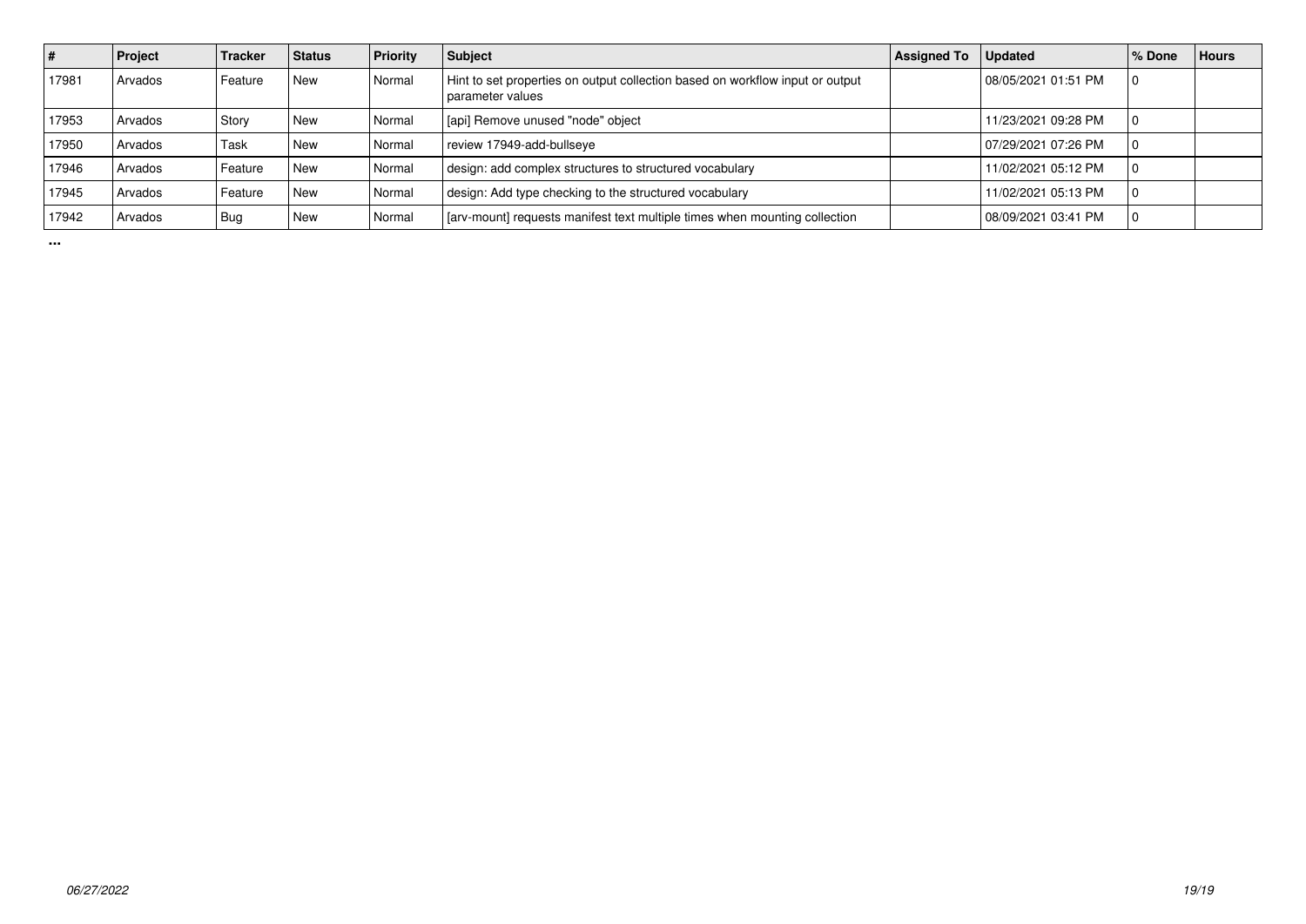| # | Project | Tracker | Status | Priority | Subject | Assigned To | Updated | % Done | Hours |
|---|---|---|---|---|---|---|---|---|---|
| 17981 | Arvados | Feature | New | Normal | Hint to set properties on output collection based on workflow input or output parameter values | | 08/05/2021 01:51 PM | 0 | |
| 17953 | Arvados | Story | New | Normal | [api] Remove unused "node" object | | 11/23/2021 09:28 PM | 0 | |
| 17950 | Arvados | Task | New | Normal | review 17949-add-bullseye | | 07/29/2021 07:26 PM | 0 | |
| 17946 | Arvados | Feature | New | Normal | design: add complex structures to structured vocabulary | | 11/02/2021 05:12 PM | 0 | |
| 17945 | Arvados | Feature | New | Normal | design: Add type checking to the structured vocabulary | | 11/02/2021 05:13 PM | 0 | |
| 17942 | Arvados | Bug | New | Normal | [arv-mount] requests manifest text multiple times when mounting collection | | 08/09/2021 03:41 PM | 0 | |

...